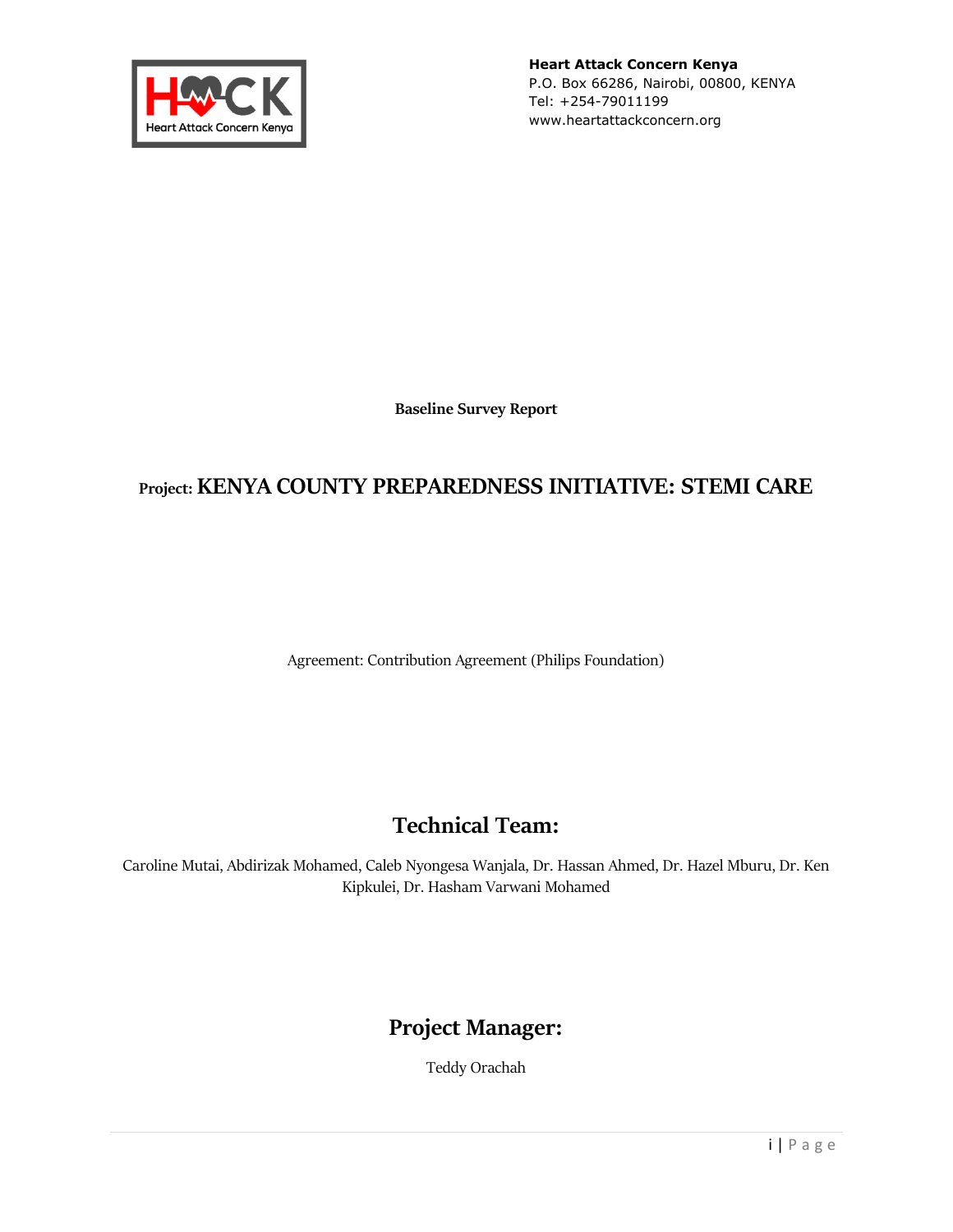**Heart Attack Concern Kenya**
P.O. Box 66286, Nairobi, 00800, KENYA
Tel: +254-79011199
www.heartattackconcern.org

**Baseline Survey Report**

# Project: KENYA COUNTY PREPAREDNESS INITIATIVE: STEMI CARE

Agreement: Contribution Agreement (Philips Foundation)

## Technical Team:

Caroline Mutai, Abdirizak Mohamed, Caleb Nyongesa Wanjala, Dr. Hassan Ahmed, Dr. Hazel Mburu, Dr. Ken Kipkulei, Dr. Hasham Varwani Mohamed

## Project Manager:

Teddy Orachah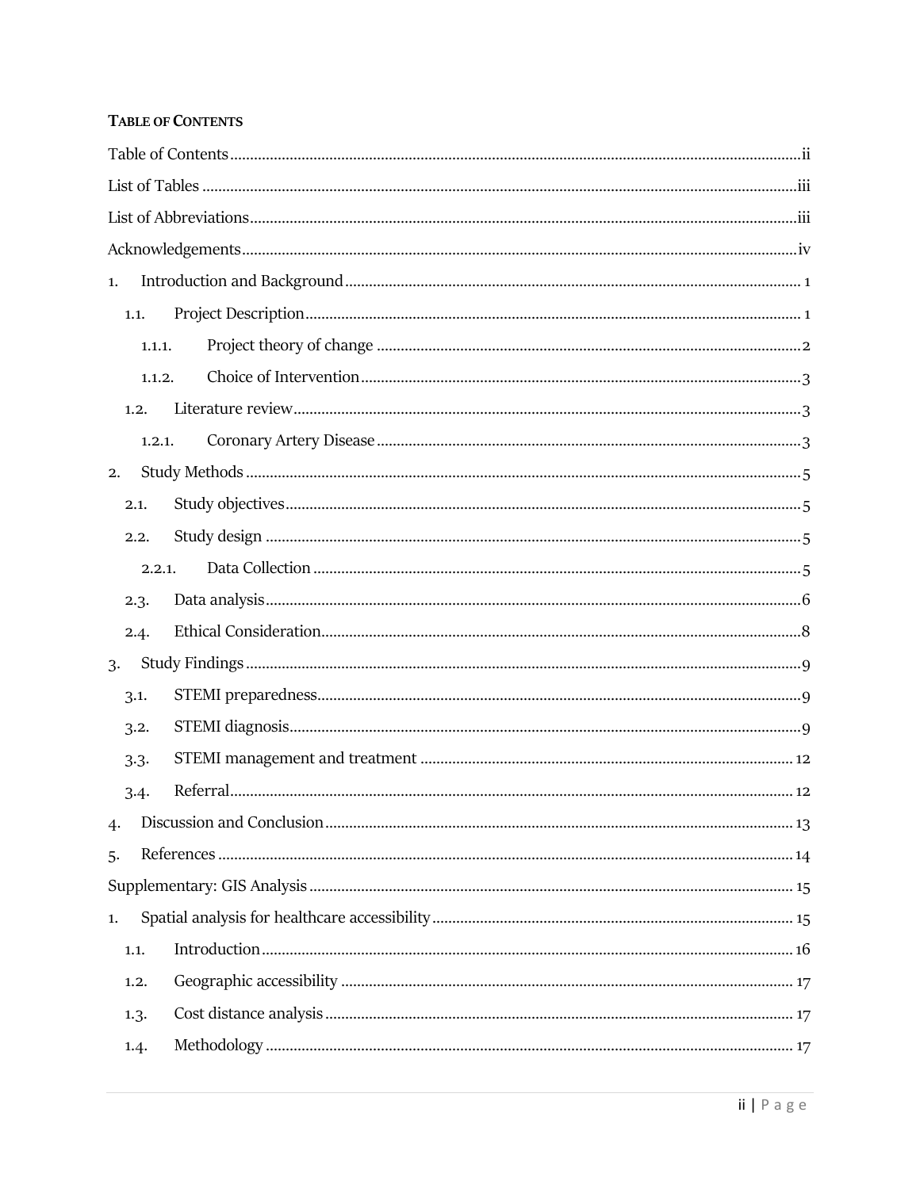**TABLE OF CONTENTS**

Table of Contents ..... ii

List of Tables ..... iii

List of Abbreviations ..... iii

Acknowledgements ..... iv

1. Introduction and Background ..... 1
   - 1.1. Project Description ..... 1
     - 1.1.1. Project theory of change ..... 2
     - 1.1.2. Choice of Intervention ..... 3
   - 1.2. Literature review ..... 3
     - 1.2.1. Coronary Artery Disease ..... 3
2. Study Methods ..... 5
   - 2.1. Study objectives ..... 5
   - 2.2. Study design ..... 5
     - 2.2.1. Data Collection ..... 5
   - 2.3. Data analysis ..... 6
   - 2.4. Ethical Consideration ..... 8
3. Study Findings ..... 9
   - 3.1. STEMI preparedness ..... 9
   - 3.2. STEMI diagnosis ..... 9
   - 3.3. STEMI management and treatment ..... 12
   - 3.4. Referral ..... 12
4. Discussion and Conclusion ..... 13
5. References ..... 14

Supplementary: GIS Analysis ..... 15

1. Spatial analysis for healthcare accessibility ..... 15
   - 1.1. Introduction ..... 16
   - 1.2. Geographic accessibility ..... 17
   - 1.3. Cost distance analysis ..... 17
   - 1.4. Methodology ..... 17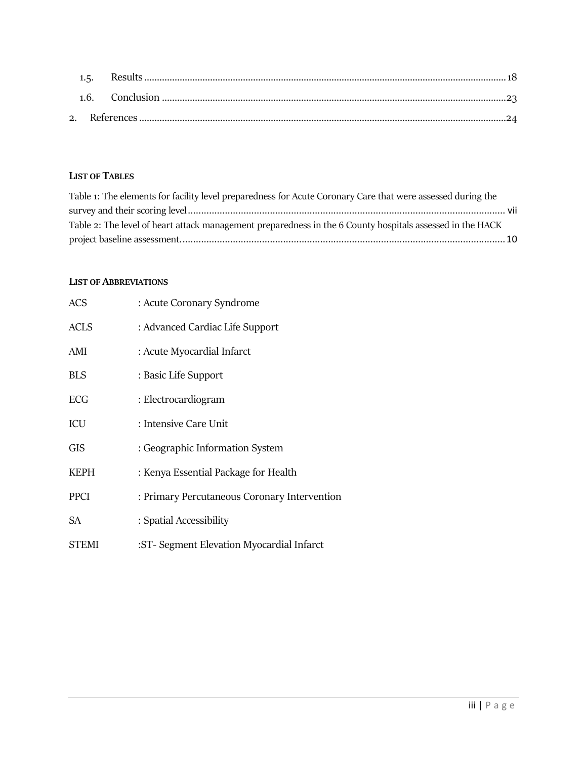1.5. Results ........................................................................................................................................ 18

1.6. Conclusion ....................................................................................................................................23

2. References ..........................................................................................................................................24

**LIST OF TABLES**

Table 1: The elements for facility level preparedness for Acute Coronary Care that were assessed during the survey and their scoring level ........................................................................................................................ vii

Table 2: The level of heart attack management preparedness in the 6 County hospitals assessed in the HACK project baseline assessment. ......................................................................................................................... 10

**LIST OF ABBREVIATIONS**

ACS : Acute Coronary Syndrome

ACLS : Advanced Cardiac Life Support

AMI : Acute Myocardial Infarct

BLS : Basic Life Support

ECG : Electrocardiogram

ICU : Intensive Care Unit

GIS : Geographic Information System

KEPH : Kenya Essential Package for Health

PPCI : Primary Percutaneous Coronary Intervention

SA : Spatial Accessibility

STEMI :ST- Segment Elevation Myocardial Infarct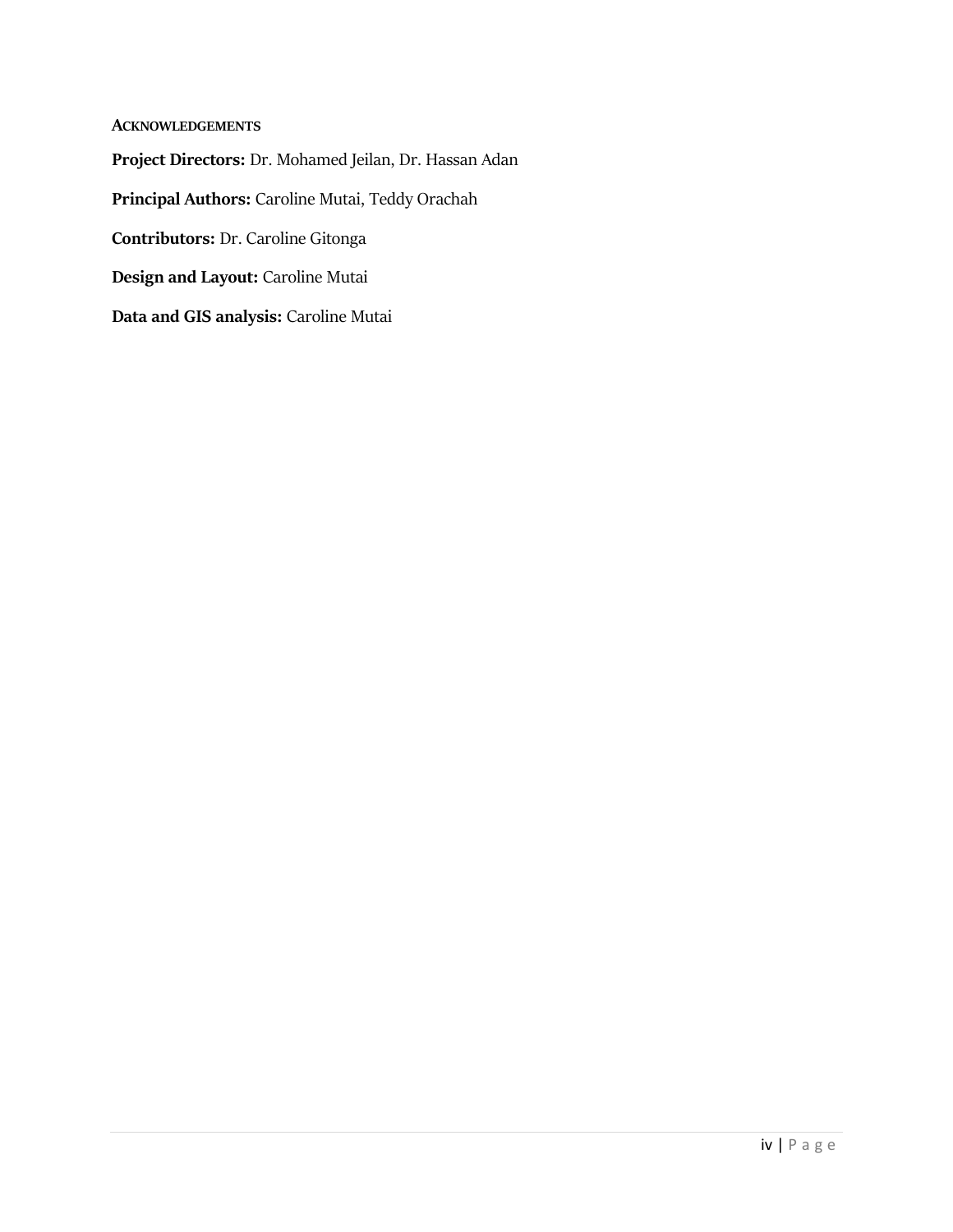## ACKNOWLEDGEMENTS

**Project Directors:** Dr. Mohamed Jeilan, Dr. Hassan Adan

**Principal Authors:** Caroline Mutai, Teddy Orachah

**Contributors:** Dr. Caroline Gitonga

**Design and Layout:** Caroline Mutai

**Data and GIS analysis:** Caroline Mutai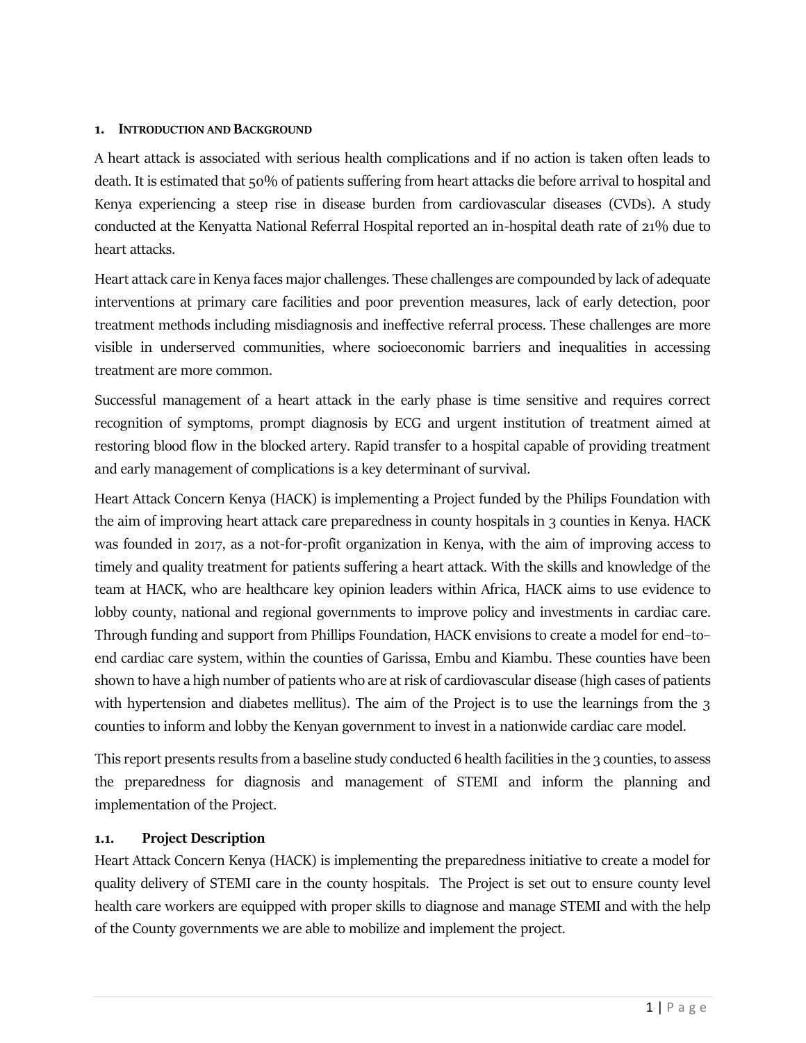## 1. Introduction and Background

A heart attack is associated with serious health complications and if no action is taken often leads to death. It is estimated that 50% of patients suffering from heart attacks die before arrival to hospital and Kenya experiencing a steep rise in disease burden from cardiovascular diseases (CVDs). A study conducted at the Kenyatta National Referral Hospital reported an in-hospital death rate of 21% due to heart attacks.

Heart attack care in Kenya faces major challenges. These challenges are compounded by lack of adequate interventions at primary care facilities and poor prevention measures, lack of early detection, poor treatment methods including misdiagnosis and ineffective referral process. These challenges are more visible in underserved communities, where socioeconomic barriers and inequalities in accessing treatment are more common.

Successful management of a heart attack in the early phase is time sensitive and requires correct recognition of symptoms, prompt diagnosis by ECG and urgent institution of treatment aimed at restoring blood flow in the blocked artery. Rapid transfer to a hospital capable of providing treatment and early management of complications is a key determinant of survival.

Heart Attack Concern Kenya (HACK) is implementing a Project funded by the Philips Foundation with the aim of improving heart attack care preparedness in county hospitals in 3 counties in Kenya. HACK was founded in 2017, as a not-for-profit organization in Kenya, with the aim of improving access to timely and quality treatment for patients suffering a heart attack. With the skills and knowledge of the team at HACK, who are healthcare key opinion leaders within Africa, HACK aims to use evidence to lobby county, national and regional governments to improve policy and investments in cardiac care. Through funding and support from Phillips Foundation, HACK envisions to create a model for end-to-end cardiac care system, within the counties of Garissa, Embu and Kiambu. These counties have been shown to have a high number of patients who are at risk of cardiovascular disease (high cases of patients with hypertension and diabetes mellitus). The aim of the Project is to use the learnings from the 3 counties to inform and lobby the Kenyan government to invest in a nationwide cardiac care model.

This report presents results from a baseline study conducted 6 health facilities in the 3 counties, to assess the preparedness for diagnosis and management of STEMI and inform the planning and implementation of the Project.

### 1.1. Project Description

Heart Attack Concern Kenya (HACK) is implementing the preparedness initiative to create a model for quality delivery of STEMI care in the county hospitals. The Project is set out to ensure county level health care workers are equipped with proper skills to diagnose and manage STEMI and with the help of the County governments we are able to mobilize and implement the project.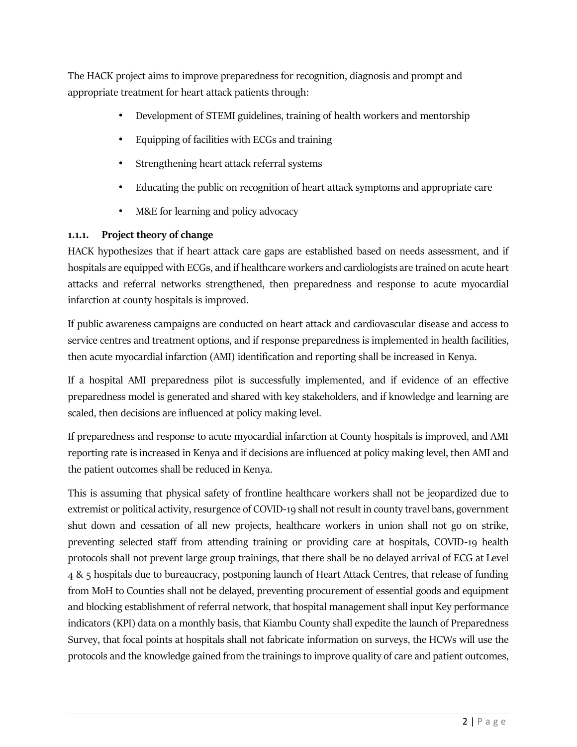The HACK project aims to improve preparedness for recognition, diagnosis and prompt and appropriate treatment for heart attack patients through:

- Development of STEMI guidelines, training of health workers and mentorship
- Equipping of facilities with ECGs and training
- Strengthening heart attack referral systems
- Educating the public on recognition of heart attack symptoms and appropriate care
- M&E for learning and policy advocacy

#### 1.1.1. Project theory of change

HACK hypothesizes that if heart attack care gaps are established based on needs assessment, and if hospitals are equipped with ECGs, and if healthcare workers and cardiologists are trained on acute heart attacks and referral networks strengthened, then preparedness and response to acute myocardial infarction at county hospitals is improved.

If public awareness campaigns are conducted on heart attack and cardiovascular disease and access to service centres and treatment options, and if response preparedness is implemented in health facilities, then acute myocardial infarction (AMI) identification and reporting shall be increased in Kenya.

If a hospital AMI preparedness pilot is successfully implemented, and if evidence of an effective preparedness model is generated and shared with key stakeholders, and if knowledge and learning are scaled, then decisions are influenced at policy making level.

If preparedness and response to acute myocardial infarction at County hospitals is improved, and AMI reporting rate is increased in Kenya and if decisions are influenced at policy making level, then AMI and the patient outcomes shall be reduced in Kenya.

This is assuming that physical safety of frontline healthcare workers shall not be jeopardized due to extremist or political activity, resurgence of COVID-19 shall not result in county travel bans, government shut down and cessation of all new projects, healthcare workers in union shall not go on strike, preventing selected staff from attending training or providing care at hospitals, COVID-19 health protocols shall not prevent large group trainings, that there shall be no delayed arrival of ECG at Level 4 & 5 hospitals due to bureaucracy, postponing launch of Heart Attack Centres, that release of funding from MoH to Counties shall not be delayed, preventing procurement of essential goods and equipment and blocking establishment of referral network, that hospital management shall input Key performance indicators (KPI) data on a monthly basis, that Kiambu County shall expedite the launch of Preparedness Survey, that focal points at hospitals shall not fabricate information on surveys, the HCWs will use the protocols and the knowledge gained from the trainings to improve quality of care and patient outcomes,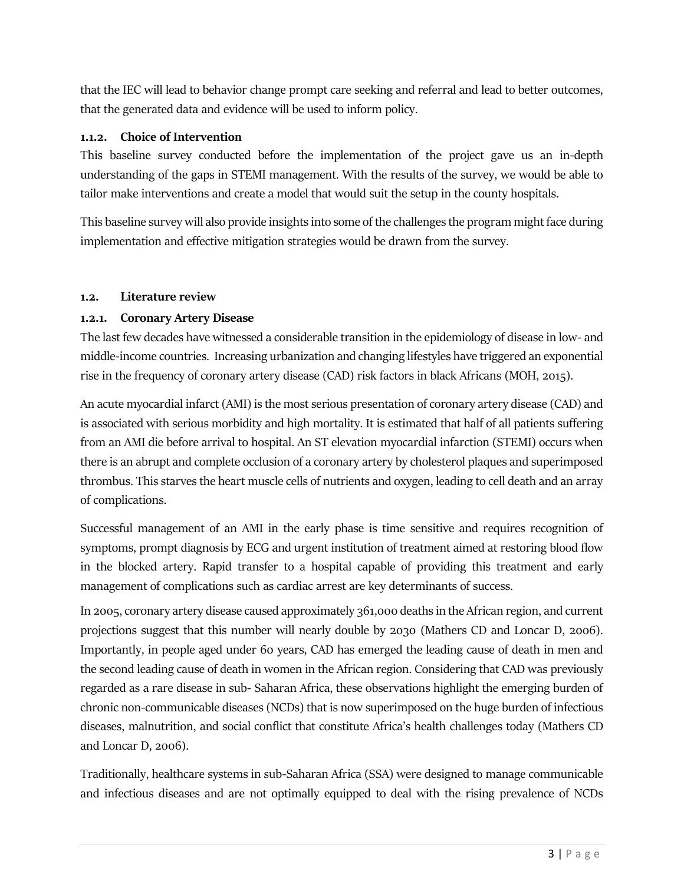that the IEC will lead to behavior change prompt care seeking and referral and lead to better outcomes, that the generated data and evidence will be used to inform policy.

### 1.1.2. Choice of Intervention

This baseline survey conducted before the implementation of the project gave us an in-depth understanding of the gaps in STEMI management. With the results of the survey, we would be able to tailor make interventions and create a model that would suit the setup in the county hospitals.

This baseline survey will also provide insights into some of the challenges the program might face during implementation and effective mitigation strategies would be drawn from the survey.

## 1.2. Literature review

### 1.2.1. Coronary Artery Disease

The last few decades have witnessed a considerable transition in the epidemiology of disease in low- and middle-income countries. Increasing urbanization and changing lifestyles have triggered an exponential rise in the frequency of coronary artery disease (CAD) risk factors in black Africans (MOH, 2015).

An acute myocardial infarct (AMI) is the most serious presentation of coronary artery disease (CAD) and is associated with serious morbidity and high mortality. It is estimated that half of all patients suffering from an AMI die before arrival to hospital. An ST elevation myocardial infarction (STEMI) occurs when there is an abrupt and complete occlusion of a coronary artery by cholesterol plaques and superimposed thrombus. This starves the heart muscle cells of nutrients and oxygen, leading to cell death and an array of complications.

Successful management of an AMI in the early phase is time sensitive and requires recognition of symptoms, prompt diagnosis by ECG and urgent institution of treatment aimed at restoring blood flow in the blocked artery. Rapid transfer to a hospital capable of providing this treatment and early management of complications such as cardiac arrest are key determinants of success.

In 2005, coronary artery disease caused approximately 361,000 deaths in the African region, and current projections suggest that this number will nearly double by 2030 (Mathers CD and Loncar D, 2006). Importantly, in people aged under 60 years, CAD has emerged the leading cause of death in men and the second leading cause of death in women in the African region. Considering that CAD was previously regarded as a rare disease in sub- Saharan Africa, these observations highlight the emerging burden of chronic non-communicable diseases (NCDs) that is now superimposed on the huge burden of infectious diseases, malnutrition, and social conflict that constitute Africa's health challenges today (Mathers CD and Loncar D, 2006).

Traditionally, healthcare systems in sub-Saharan Africa (SSA) were designed to manage communicable and infectious diseases and are not optimally equipped to deal with the rising prevalence of NCDs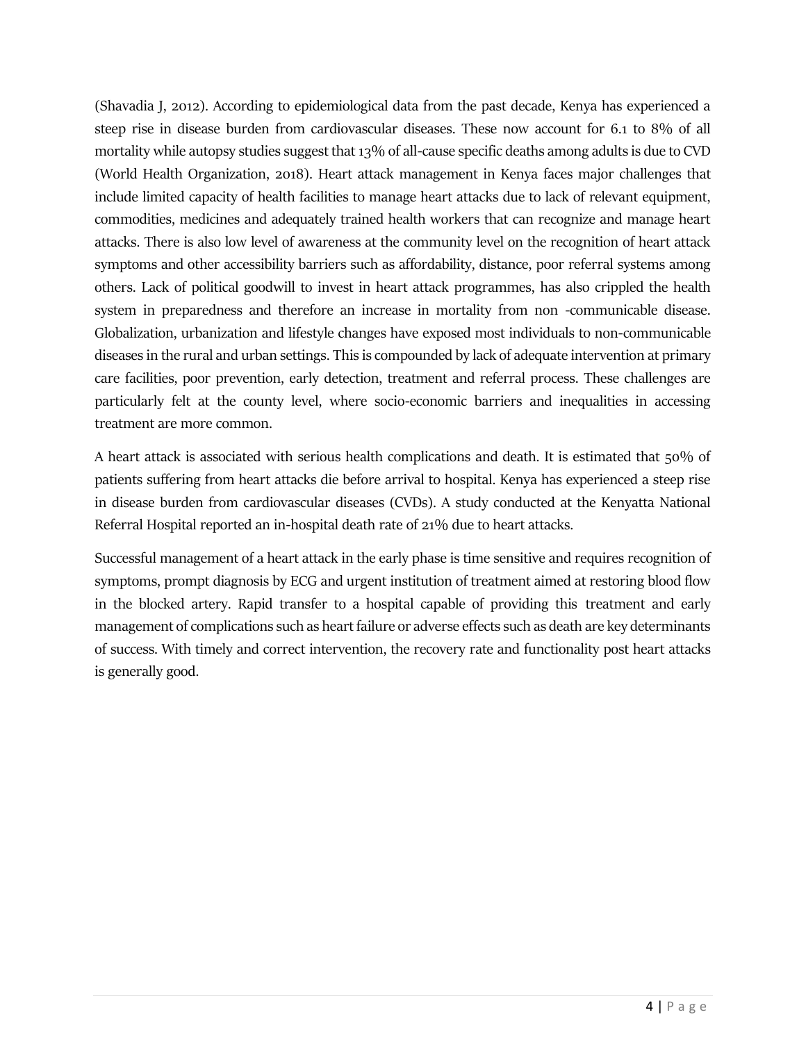(Shavadia J, 2012). According to epidemiological data from the past decade, Kenya has experienced a steep rise in disease burden from cardiovascular diseases. These now account for 6.1 to 8% of all mortality while autopsy studies suggest that 13% of all-cause specific deaths among adults is due to CVD (World Health Organization, 2018). Heart attack management in Kenya faces major challenges that include limited capacity of health facilities to manage heart attacks due to lack of relevant equipment, commodities, medicines and adequately trained health workers that can recognize and manage heart attacks. There is also low level of awareness at the community level on the recognition of heart attack symptoms and other accessibility barriers such as affordability, distance, poor referral systems among others. Lack of political goodwill to invest in heart attack programmes, has also crippled the health system in preparedness and therefore an increase in mortality from non -communicable disease. Globalization, urbanization and lifestyle changes have exposed most individuals to non-communicable diseases in the rural and urban settings. This is compounded by lack of adequate intervention at primary care facilities, poor prevention, early detection, treatment and referral process. These challenges are particularly felt at the county level, where socio-economic barriers and inequalities in accessing treatment are more common.

A heart attack is associated with serious health complications and death. It is estimated that 50% of patients suffering from heart attacks die before arrival to hospital. Kenya has experienced a steep rise in disease burden from cardiovascular diseases (CVDs). A study conducted at the Kenyatta National Referral Hospital reported an in-hospital death rate of 21% due to heart attacks.

Successful management of a heart attack in the early phase is time sensitive and requires recognition of symptoms, prompt diagnosis by ECG and urgent institution of treatment aimed at restoring blood flow in the blocked artery. Rapid transfer to a hospital capable of providing this treatment and early management of complications such as heart failure or adverse effects such as death are key determinants of success. With timely and correct intervention, the recovery rate and functionality post heart attacks is generally good.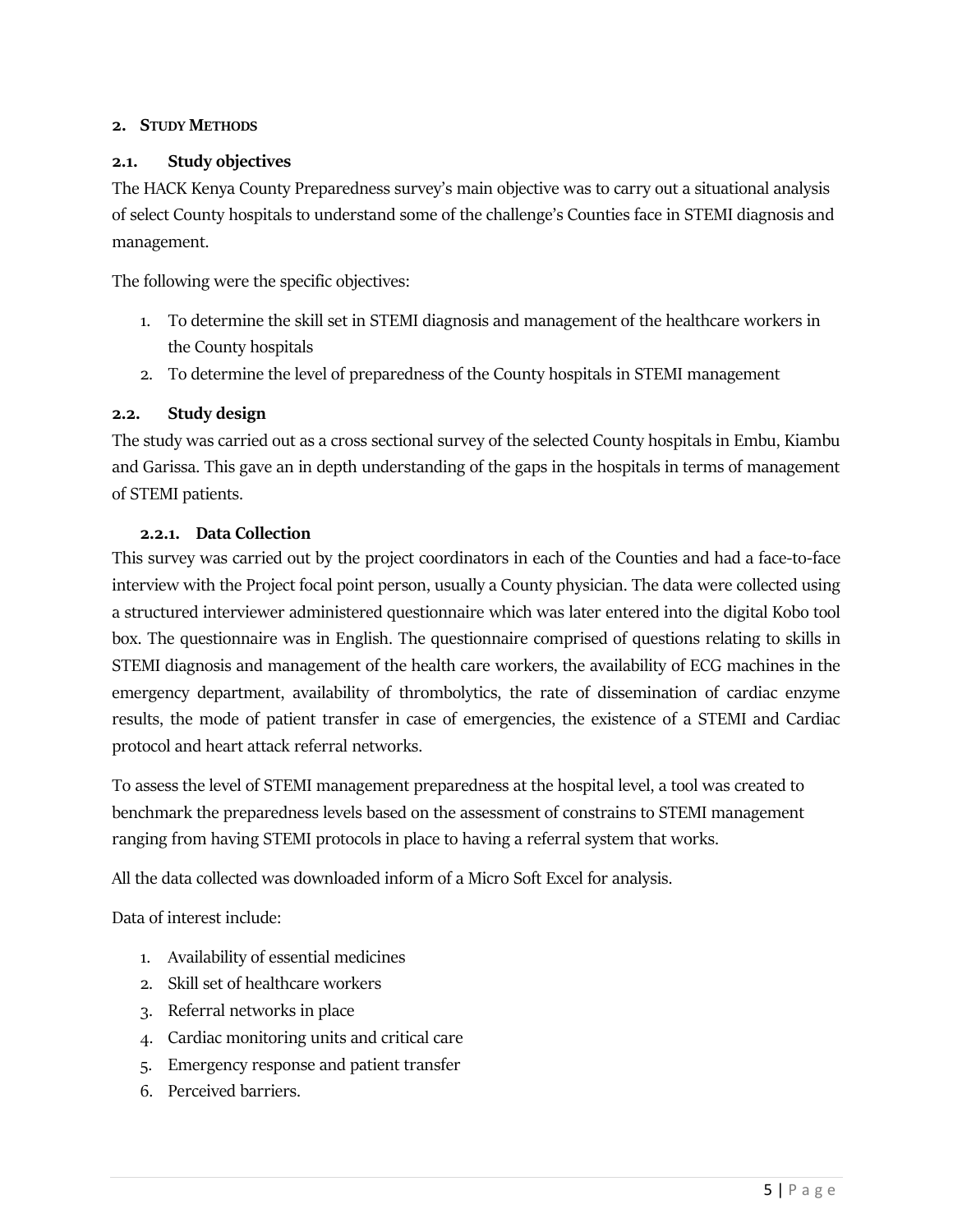## 2. Study Methods

### 2.1. Study objectives

The HACK Kenya County Preparedness survey's main objective was to carry out a situational analysis of select County hospitals to understand some of the challenge's Counties face in STEMI diagnosis and management.

The following were the specific objectives:

1. To determine the skill set in STEMI diagnosis and management of the healthcare workers in the County hospitals
2. To determine the level of preparedness of the County hospitals in STEMI management

### 2.2. Study design

The study was carried out as a cross sectional survey of the selected County hospitals in Embu, Kiambu and Garissa. This gave an in depth understanding of the gaps in the hospitals in terms of management of STEMI patients.

#### 2.2.1. Data Collection

This survey was carried out by the project coordinators in each of the Counties and had a face-to-face interview with the Project focal point person, usually a County physician. The data were collected using a structured interviewer administered questionnaire which was later entered into the digital Kobo tool box. The questionnaire was in English. The questionnaire comprised of questions relating to skills in STEMI diagnosis and management of the health care workers, the availability of ECG machines in the emergency department, availability of thrombolytics, the rate of dissemination of cardiac enzyme results, the mode of patient transfer in case of emergencies, the existence of a STEMI and Cardiac protocol and heart attack referral networks.

To assess the level of STEMI management preparedness at the hospital level, a tool was created to benchmark the preparedness levels based on the assessment of constrains to STEMI management ranging from having STEMI protocols in place to having a referral system that works.

All the data collected was downloaded inform of a Micro Soft Excel for analysis.

Data of interest include:

1. Availability of essential medicines
2. Skill set of healthcare workers
3. Referral networks in place
4. Cardiac monitoring units and critical care
5. Emergency response and patient transfer
6. Perceived barriers.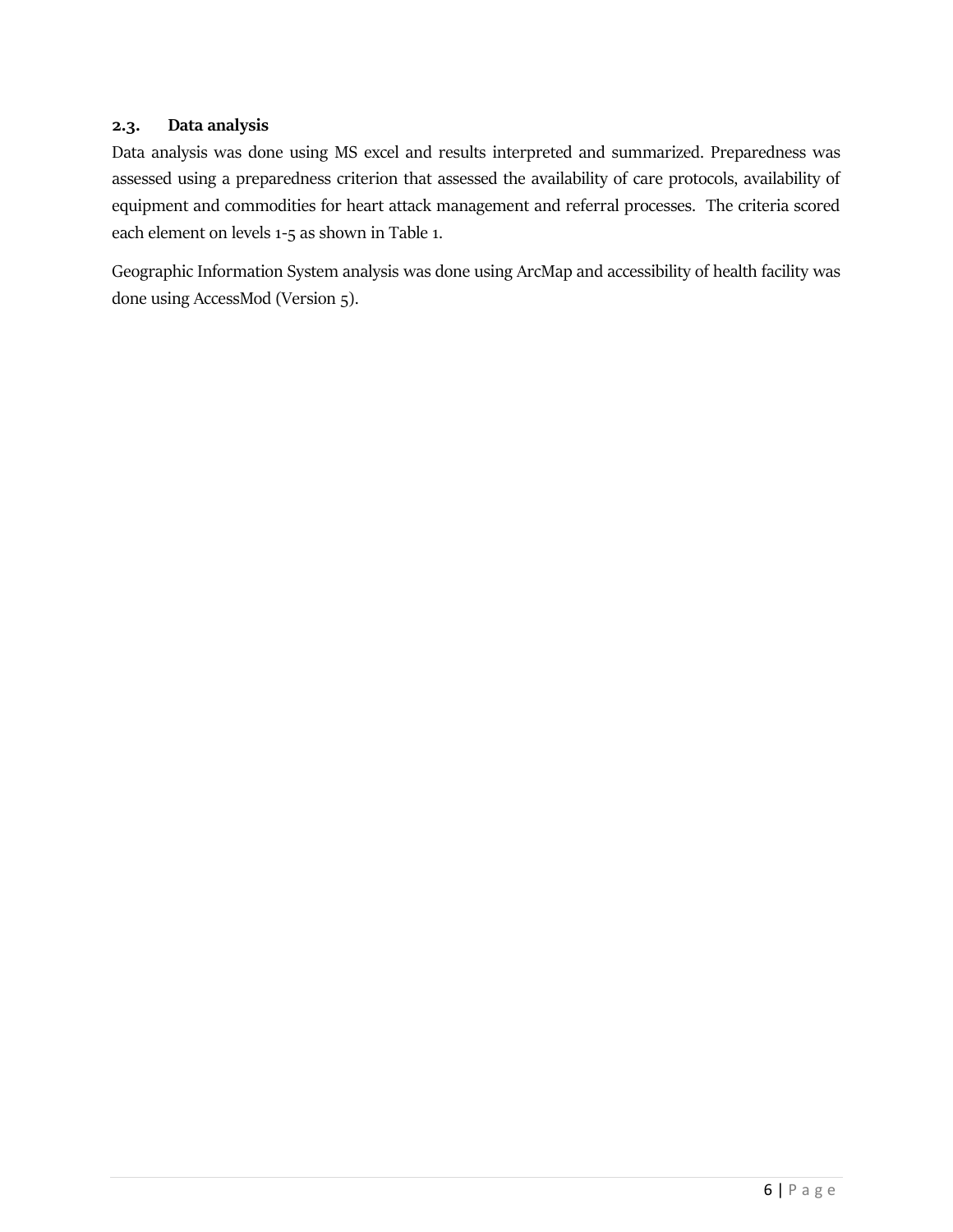### 2.3. Data analysis

Data analysis was done using MS excel and results interpreted and summarized. Preparedness was assessed using a preparedness criterion that assessed the availability of care protocols, availability of equipment and commodities for heart attack management and referral processes. The criteria scored each element on levels 1-5 as shown in Table 1.

Geographic Information System analysis was done using ArcMap and accessibility of health facility was done using AccessMod (Version 5).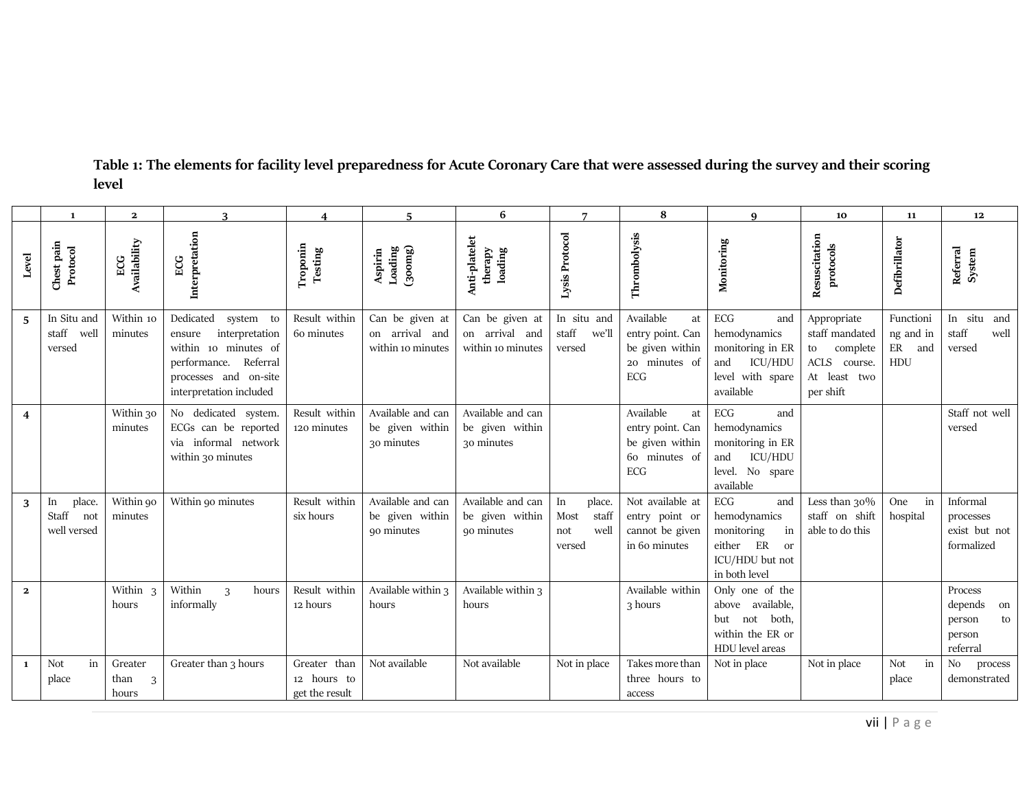**Table 1: The elements for facility level preparedness for Acute Coronary Care that were assessed during the survey and their scoring level**

| | 1 | 2 | 3 | 4 | 5 | 6 | 7 | 8 | 9 | 10 | 11 | 12 |
|---|---|---|---|---|---|---|---|---|---|---|---|---|
| Level | Chest pain Protocol | ECG Availability | ECG Interpretation | Troponin Testing | Aspirin Loading (300mg) | Anti-platelet therapy loading | Lysis Protocol | Thrombolysis | Monitoring | Resuscitation protocols | Defibrillator | Referral System |
| 5 | In Situ and staff well versed | Within 10 minutes | Dedicated system to ensure interpretation within 10 minutes of performance. Referral processes and on-site interpretation included | Result within 60 minutes | Can be given at on arrival and within 10 minutes | Can be given at on arrival and within 10 minutes | In situ and staff we'll versed | Available at entry point. Can be given within 20 minutes of ECG | ECG and hemodynamics monitoring in ER and ICU/HDU level with spare available | Appropriate staff mandated to complete ACLS course. At least two per shift | Functioning and in ER and HDU | In situ and staff well versed |
| 4 | | Within 30 minutes | No dedicated system. ECGs can be reported via informal network within 30 minutes | Result within 120 minutes | Available and can be given within 30 minutes | Available and can be given within 30 minutes | | Available at entry point. Can be given within 60 minutes of ECG | ECG and hemodynamics monitoring in ER and ICU/HDU level. No spare available | | | Staff not well versed |
| 3 | In place. Staff not well versed | Within 90 minutes | Within 90 minutes | Result within six hours | Available and can be given within 90 minutes | Available and can be given within 90 minutes | In place. Most staff not well versed | Not available at entry point or cannot be given in 60 minutes | ECG and hemodynamics monitoring in either ER or ICU/HDU but not in both level | Less than 30% staff on shift able to do this | One in hospital | Informal processes exist but not formalized |
| 2 | | Within 3 hours | Within 3 hours informally | Result within 12 hours | Available within 3 hours | Available within 3 hours | | Available within 3 hours | Only one of the above available, but not both, within the ER or HDU level areas | | | Process depends on person to person referral |
| 1 | Not in place | Greater than 3 hours | Greater than 3 hours | Greater than 12 hours to get the result | Not available | Not available | Not in place | Takes more than three hours to access | Not in place | Not in place | Not in place | No process demonstrated |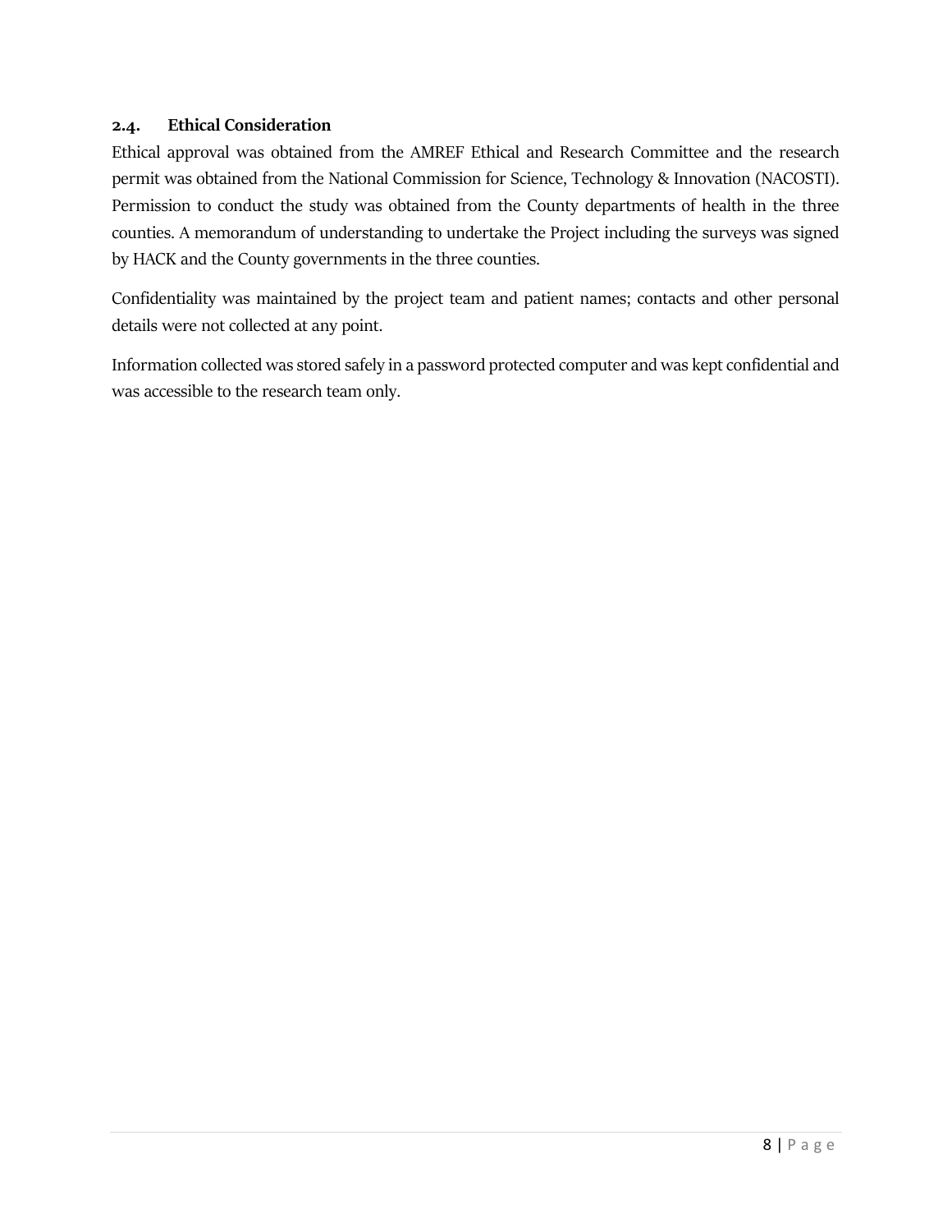### 2.4. Ethical Consideration

Ethical approval was obtained from the AMREF Ethical and Research Committee and the research permit was obtained from the National Commission for Science, Technology & Innovation (NACOSTI). Permission to conduct the study was obtained from the County departments of health in the three counties. A memorandum of understanding to undertake the Project including the surveys was signed by HACK and the County governments in the three counties.

Confidentiality was maintained by the project team and patient names; contacts and other personal details were not collected at any point.

Information collected was stored safely in a password protected computer and was kept confidential and was accessible to the research team only.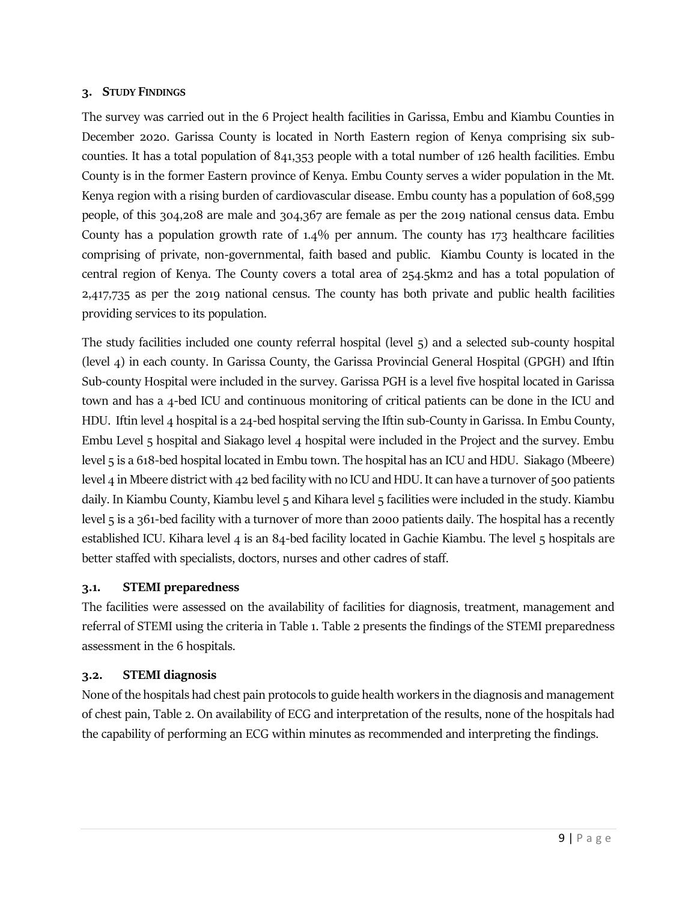## 3. Study Findings

The survey was carried out in the 6 Project health facilities in Garissa, Embu and Kiambu Counties in December 2020. Garissa County is located in North Eastern region of Kenya comprising six sub-counties. It has a total population of 841,353 people with a total number of 126 health facilities. Embu County is in the former Eastern province of Kenya. Embu County serves a wider population in the Mt. Kenya region with a rising burden of cardiovascular disease. Embu county has a population of 608,599 people, of this 304,208 are male and 304,367 are female as per the 2019 national census data. Embu County has a population growth rate of 1.4% per annum. The county has 173 healthcare facilities comprising of private, non-governmental, faith based and public. Kiambu County is located in the central region of Kenya. The County covers a total area of 254.5km2 and has a total population of 2,417,735 as per the 2019 national census. The county has both private and public health facilities providing services to its population.

The study facilities included one county referral hospital (level 5) and a selected sub-county hospital (level 4) in each county. In Garissa County, the Garissa Provincial General Hospital (GPGH) and Iftin Sub-county Hospital were included in the survey. Garissa PGH is a level five hospital located in Garissa town and has a 4-bed ICU and continuous monitoring of critical patients can be done in the ICU and HDU. Iftin level 4 hospital is a 24-bed hospital serving the Iftin sub-County in Garissa. In Embu County, Embu Level 5 hospital and Siakago level 4 hospital were included in the Project and the survey. Embu level 5 is a 618-bed hospital located in Embu town. The hospital has an ICU and HDU. Siakago (Mbeere) level 4 in Mbeere district with 42 bed facility with no ICU and HDU. It can have a turnover of 500 patients daily. In Kiambu County, Kiambu level 5 and Kihara level 5 facilities were included in the study. Kiambu level 5 is a 361-bed facility with a turnover of more than 2000 patients daily. The hospital has a recently established ICU. Kihara level 4 is an 84-bed facility located in Gachie Kiambu. The level 5 hospitals are better staffed with specialists, doctors, nurses and other cadres of staff.

### 3.1. STEMI preparedness

The facilities were assessed on the availability of facilities for diagnosis, treatment, management and referral of STEMI using the criteria in Table 1. Table 2 presents the findings of the STEMI preparedness assessment in the 6 hospitals.

### 3.2. STEMI diagnosis

None of the hospitals had chest pain protocols to guide health workers in the diagnosis and management of chest pain, Table 2. On availability of ECG and interpretation of the results, none of the hospitals had the capability of performing an ECG within minutes as recommended and interpreting the findings.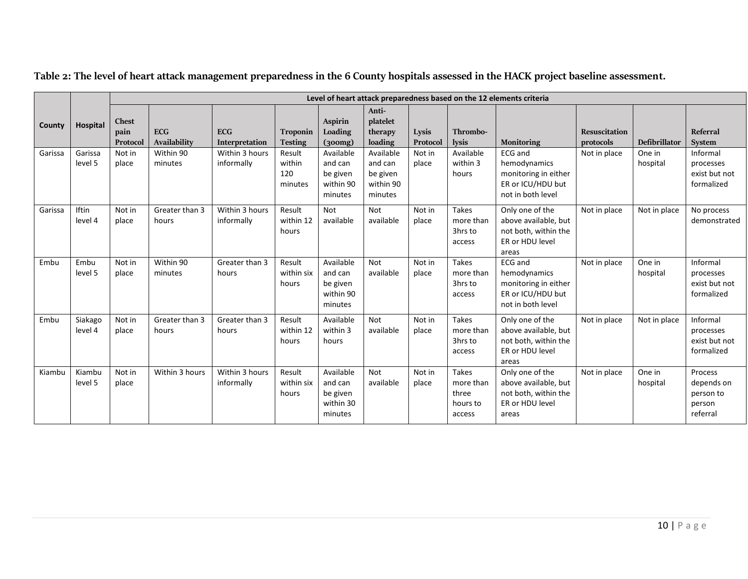**Table 2: The level of heart attack management preparedness in the 6 County hospitals assessed in the HACK project baseline assessment.**

| County | Hospital | Level of heart attack preparedness based on the 12 elements criteria | | | | | | | | | | | |
|---|---|---|---|---|---|---|---|---|---|---|---|---|---|
| | | Chest pain Protocol | ECG Availability | ECG Interpretation | Troponin Testing | Aspirin Loading (300mg) | Anti-platelet therapy loading | Lysis Protocol | Thrombo-lysis | Monitoring | Resuscitation protocols | Defibrillator | Referral System |
| Garissa | Garissa level 5 | Not in place | Within 90 minutes | Within 3 hours informally | Result within 120 minutes | Available and can be given within 90 minutes | Available and can be given within 90 minutes | Not in place | Available within 3 hours | ECG and hemodynamics monitoring in either ER or ICU/HDU but not in both level | Not in place | One in hospital | Informal processes exist but not formalized |
| Garissa | Iftin level 4 | Not in place | Greater than 3 hours | Within 3 hours informally | Result within 12 hours | Not available | Not available | Not in place | Takes more than 3hrs to access | Only one of the above available, but not both, within the ER or HDU level areas | Not in place | Not in place | No process demonstrated |
| Embu | Embu level 5 | Not in place | Within 90 minutes | Greater than 3 hours | Result within six hours | Available and can be given within 90 minutes | Not available | Not in place | Takes more than 3hrs to access | ECG and hemodynamics monitoring in either ER or ICU/HDU but not in both level | Not in place | One in hospital | Informal processes exist but not formalized |
| Embu | Siakago level 4 | Not in place | Greater than 3 hours | Greater than 3 hours | Result within 12 hours | Available within 3 hours | Not available | Not in place | Takes more than 3hrs to access | Only one of the above available, but not both, within the ER or HDU level areas | Not in place | Not in place | Informal processes exist but not formalized |
| Kiambu | Kiambu level 5 | Not in place | Within 3 hours | Within 3 hours informally | Result within six hours | Available and can be given within 30 minutes | Not available | Not in place | Takes more than three hours to access | Only one of the above available, but not both, within the ER or HDU level areas | Not in place | One in hospital | Process depends on person to person referral |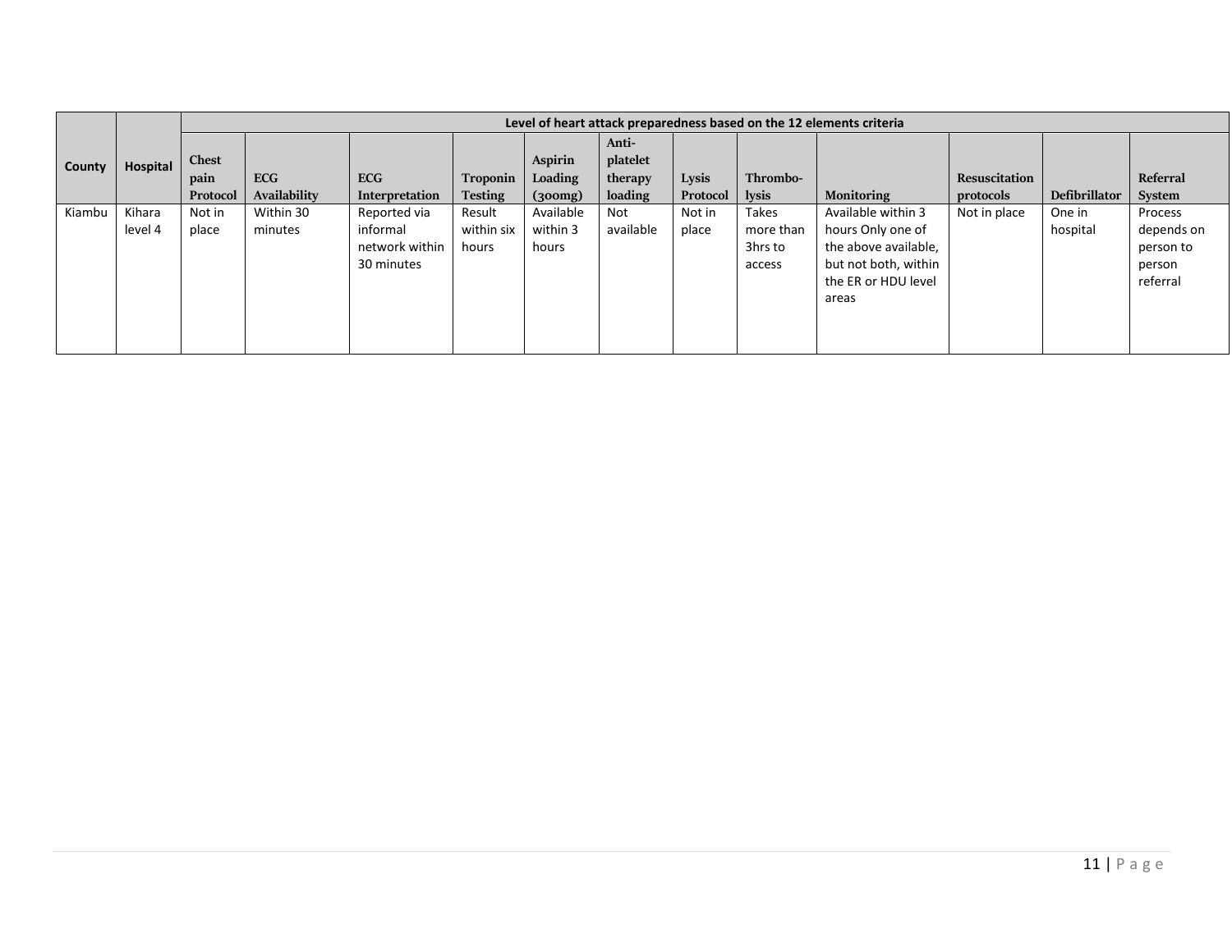| County | Hospital | Level of heart attack preparedness based on the 12 elements criteria | | | | | | | | | | | |
|---|---|---|---|---|---|---|---|---|---|---|---|---|---|
| | | **Chest pain Protocol** | **ECG Availability** | **ECG Interpretation** | **Troponin Testing** | **Aspirin Loading (300mg)** | **Anti-platelet therapy loading** | **Lysis Protocol** | **Thrombo-lysis** | **Monitoring** | **Resuscitation protocols** | **Defibrillator** | **Referral System** |
| Kiambu | Kihara level 4 | Not in place | Within 30 minutes | Reported via informal network within 30 minutes | Result within six hours | Available within 3 hours | Not available | Not in place | Takes more than 3hrs to access | Available within 3 hours Only one of the above available, but not both, within the ER or HDU level areas | Not in place | One in hospital | Process depends on person to person referral |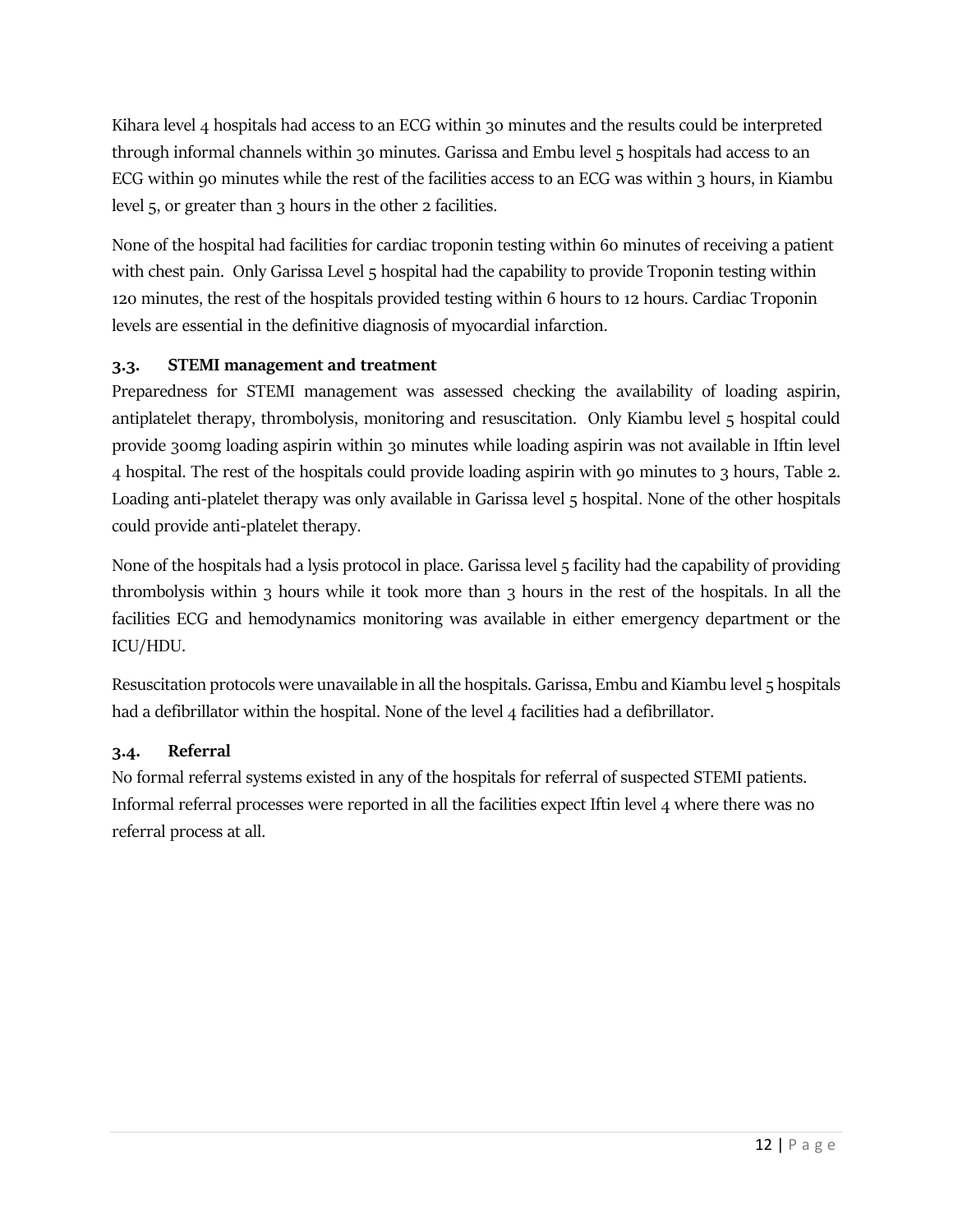Kihara level 4 hospitals had access to an ECG within 30 minutes and the results could be interpreted through informal channels within 30 minutes. Garissa and Embu level 5 hospitals had access to an ECG within 90 minutes while the rest of the facilities access to an ECG was within 3 hours, in Kiambu level 5, or greater than 3 hours in the other 2 facilities.

None of the hospital had facilities for cardiac troponin testing within 60 minutes of receiving a patient with chest pain. Only Garissa Level 5 hospital had the capability to provide Troponin testing within 120 minutes, the rest of the hospitals provided testing within 6 hours to 12 hours. Cardiac Troponin levels are essential in the definitive diagnosis of myocardial infarction.

### 3.3. STEMI management and treatment

Preparedness for STEMI management was assessed checking the availability of loading aspirin, antiplatelet therapy, thrombolysis, monitoring and resuscitation. Only Kiambu level 5 hospital could provide 300mg loading aspirin within 30 minutes while loading aspirin was not available in Iftin level 4 hospital. The rest of the hospitals could provide loading aspirin with 90 minutes to 3 hours, Table 2. Loading anti-platelet therapy was only available in Garissa level 5 hospital. None of the other hospitals could provide anti-platelet therapy.

None of the hospitals had a lysis protocol in place. Garissa level 5 facility had the capability of providing thrombolysis within 3 hours while it took more than 3 hours in the rest of the hospitals. In all the facilities ECG and hemodynamics monitoring was available in either emergency department or the ICU/HDU.

Resuscitation protocols were unavailable in all the hospitals. Garissa, Embu and Kiambu level 5 hospitals had a defibrillator within the hospital. None of the level 4 facilities had a defibrillator.

### 3.4. Referral

No formal referral systems existed in any of the hospitals for referral of suspected STEMI patients. Informal referral processes were reported in all the facilities expect Iftin level 4 where there was no referral process at all.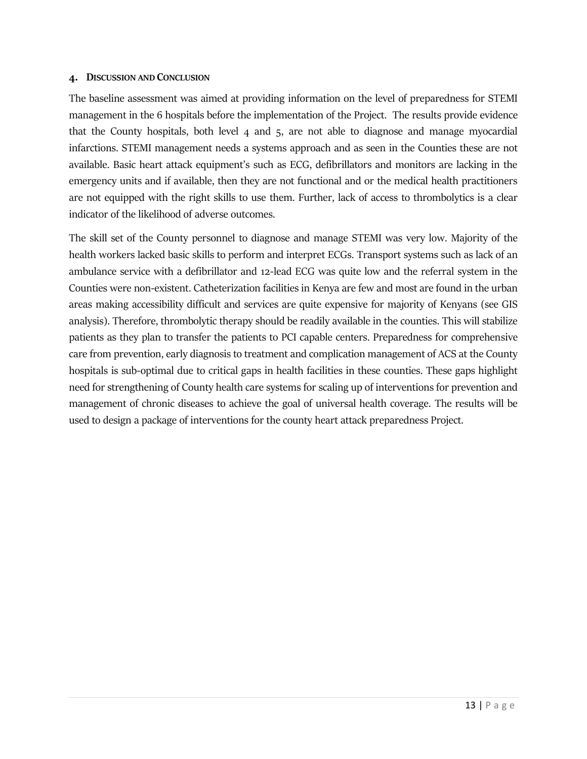## 4. Discussion and Conclusion

The baseline assessment was aimed at providing information on the level of preparedness for STEMI management in the 6 hospitals before the implementation of the Project. The results provide evidence that the County hospitals, both level 4 and 5, are not able to diagnose and manage myocardial infarctions. STEMI management needs a systems approach and as seen in the Counties these are not available. Basic heart attack equipment's such as ECG, defibrillators and monitors are lacking in the emergency units and if available, then they are not functional and or the medical health practitioners are not equipped with the right skills to use them. Further, lack of access to thrombolytics is a clear indicator of the likelihood of adverse outcomes.

The skill set of the County personnel to diagnose and manage STEMI was very low. Majority of the health workers lacked basic skills to perform and interpret ECGs. Transport systems such as lack of an ambulance service with a defibrillator and 12-lead ECG was quite low and the referral system in the Counties were non-existent. Catheterization facilities in Kenya are few and most are found in the urban areas making accessibility difficult and services are quite expensive for majority of Kenyans (see GIS analysis). Therefore, thrombolytic therapy should be readily available in the counties. This will stabilize patients as they plan to transfer the patients to PCI capable centers. Preparedness for comprehensive care from prevention, early diagnosis to treatment and complication management of ACS at the County hospitals is sub-optimal due to critical gaps in health facilities in these counties. These gaps highlight need for strengthening of County health care systems for scaling up of interventions for prevention and management of chronic diseases to achieve the goal of universal health coverage. The results will be used to design a package of interventions for the county heart attack preparedness Project.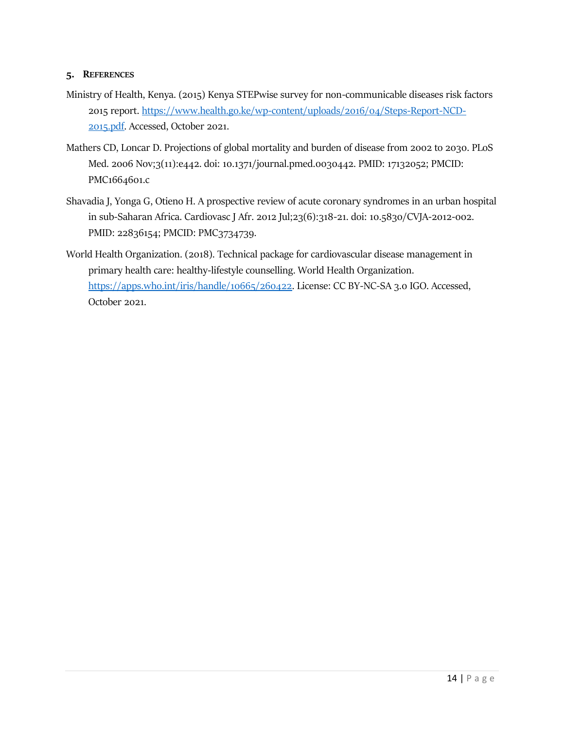## 5. REFERENCES

Ministry of Health, Kenya. (2015) Kenya STEPwise survey for non-communicable diseases risk factors 2015 report. https://www.health.go.ke/wp-content/uploads/2016/04/Steps-Report-NCD-2015.pdf. Accessed, October 2021.

Mathers CD, Loncar D. Projections of global mortality and burden of disease from 2002 to 2030. PLoS Med. 2006 Nov;3(11):e442. doi: 10.1371/journal.pmed.0030442. PMID: 17132052; PMCID: PMC1664601.c

Shavadia J, Yonga G, Otieno H. A prospective review of acute coronary syndromes in an urban hospital in sub-Saharan Africa. Cardiovasc J Afr. 2012 Jul;23(6):318-21. doi: 10.5830/CVJA-2012-002. PMID: 22836154; PMCID: PMC3734739.

World Health Organization. (2018). Technical package for cardiovascular disease management in primary health care: healthy-lifestyle counselling. World Health Organization. https://apps.who.int/iris/handle/10665/260422. License: CC BY-NC-SA 3.0 IGO. Accessed, October 2021.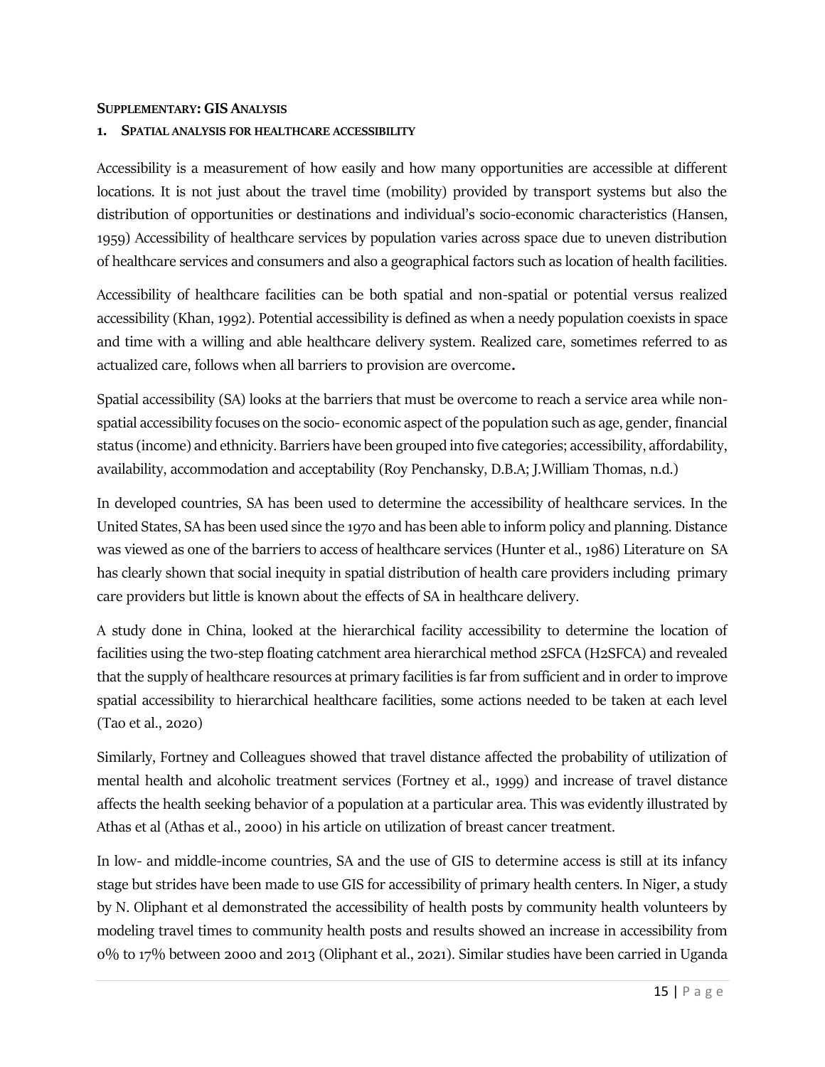## SUPPLEMENTARY: GIS ANALYSIS

### 1. SPATIAL ANALYSIS FOR HEALTHCARE ACCESSIBILITY

Accessibility is a measurement of how easily and how many opportunities are accessible at different locations. It is not just about the travel time (mobility) provided by transport systems but also the distribution of opportunities or destinations and individual's socio-economic characteristics (Hansen, 1959) Accessibility of healthcare services by population varies across space due to uneven distribution of healthcare services and consumers and also a geographical factors such as location of health facilities.

Accessibility of healthcare facilities can be both spatial and non-spatial or potential versus realized accessibility (Khan, 1992). Potential accessibility is defined as when a needy population coexists in space and time with a willing and able healthcare delivery system. Realized care, sometimes referred to as actualized care, follows when all barriers to provision are overcome**.**

Spatial accessibility (SA) looks at the barriers that must be overcome to reach a service area while non-spatial accessibility focuses on the socio- economic aspect of the population such as age, gender, financial status (income) and ethnicity. Barriers have been grouped into five categories; accessibility, affordability, availability, accommodation and acceptability (Roy Penchansky, D.B.A; J.William Thomas, n.d.)

In developed countries, SA has been used to determine the accessibility of healthcare services. In the United States, SA has been used since the 1970 and has been able to inform policy and planning. Distance was viewed as one of the barriers to access of healthcare services (Hunter et al., 1986) Literature on SA has clearly shown that social inequity in spatial distribution of health care providers including primary care providers but little is known about the effects of SA in healthcare delivery.

A study done in China, looked at the hierarchical facility accessibility to determine the location of facilities using the two-step floating catchment area hierarchical method 2SFCA (H2SFCA) and revealed that the supply of healthcare resources at primary facilities is far from sufficient and in order to improve spatial accessibility to hierarchical healthcare facilities, some actions needed to be taken at each level (Tao et al., 2020)

Similarly, Fortney and Colleagues showed that travel distance affected the probability of utilization of mental health and alcoholic treatment services (Fortney et al., 1999) and increase of travel distance affects the health seeking behavior of a population at a particular area. This was evidently illustrated by Athas et al (Athas et al., 2000) in his article on utilization of breast cancer treatment.

In low- and middle-income countries, SA and the use of GIS to determine access is still at its infancy stage but strides have been made to use GIS for accessibility of primary health centers. In Niger, a study by N. Oliphant et al demonstrated the accessibility of health posts by community health volunteers by modeling travel times to community health posts and results showed an increase in accessibility from 0% to 17% between 2000 and 2013 (Oliphant et al., 2021). Similar studies have been carried in Uganda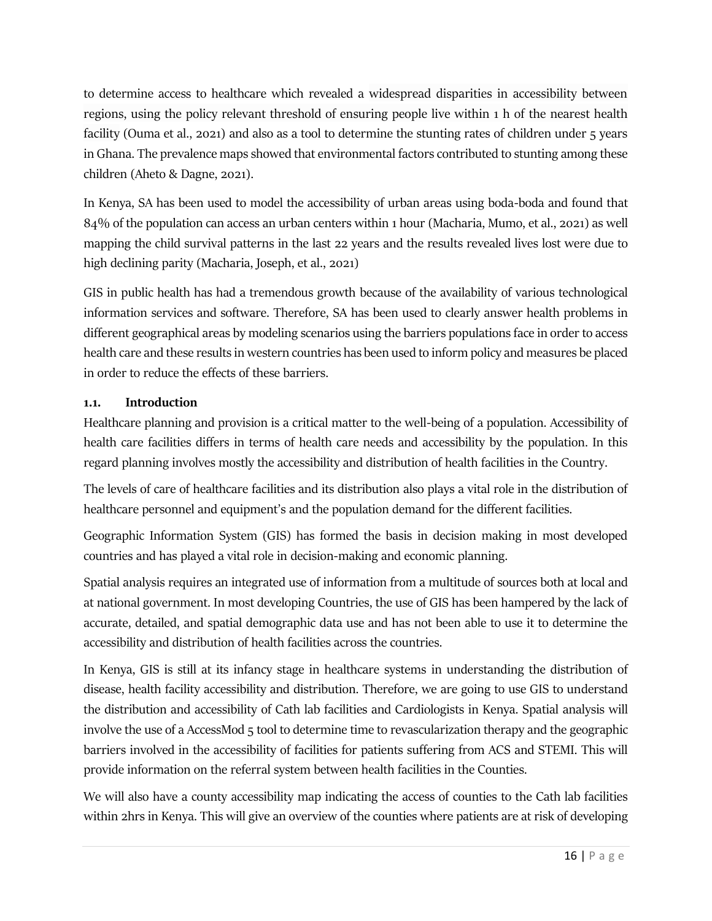to determine access to healthcare which revealed a widespread disparities in accessibility between regions, using the policy relevant threshold of ensuring people live within 1 h of the nearest health facility (Ouma et al., 2021) and also as a tool to determine the stunting rates of children under 5 years in Ghana. The prevalence maps showed that environmental factors contributed to stunting among these children (Aheto & Dagne, 2021).

In Kenya, SA has been used to model the accessibility of urban areas using boda-boda and found that 84% of the population can access an urban centers within 1 hour (Macharia, Mumo, et al., 2021) as well mapping the child survival patterns in the last 22 years and the results revealed lives lost were due to high declining parity (Macharia, Joseph, et al., 2021)

GIS in public health has had a tremendous growth because of the availability of various technological information services and software. Therefore, SA has been used to clearly answer health problems in different geographical areas by modeling scenarios using the barriers populations face in order to access health care and these results in western countries has been used to inform policy and measures be placed in order to reduce the effects of these barriers.

### 1.1. Introduction

Healthcare planning and provision is a critical matter to the well-being of a population. Accessibility of health care facilities differs in terms of health care needs and accessibility by the population. In this regard planning involves mostly the accessibility and distribution of health facilities in the Country.

The levels of care of healthcare facilities and its distribution also plays a vital role in the distribution of healthcare personnel and equipment's and the population demand for the different facilities.

Geographic Information System (GIS) has formed the basis in decision making in most developed countries and has played a vital role in decision-making and economic planning.

Spatial analysis requires an integrated use of information from a multitude of sources both at local and at national government. In most developing Countries, the use of GIS has been hampered by the lack of accurate, detailed, and spatial demographic data use and has not been able to use it to determine the accessibility and distribution of health facilities across the countries.

In Kenya, GIS is still at its infancy stage in healthcare systems in understanding the distribution of disease, health facility accessibility and distribution. Therefore, we are going to use GIS to understand the distribution and accessibility of Cath lab facilities and Cardiologists in Kenya. Spatial analysis will involve the use of a AccessMod 5 tool to determine time to revascularization therapy and the geographic barriers involved in the accessibility of facilities for patients suffering from ACS and STEMI. This will provide information on the referral system between health facilities in the Counties.

We will also have a county accessibility map indicating the access of counties to the Cath lab facilities within 2hrs in Kenya. This will give an overview of the counties where patients are at risk of developing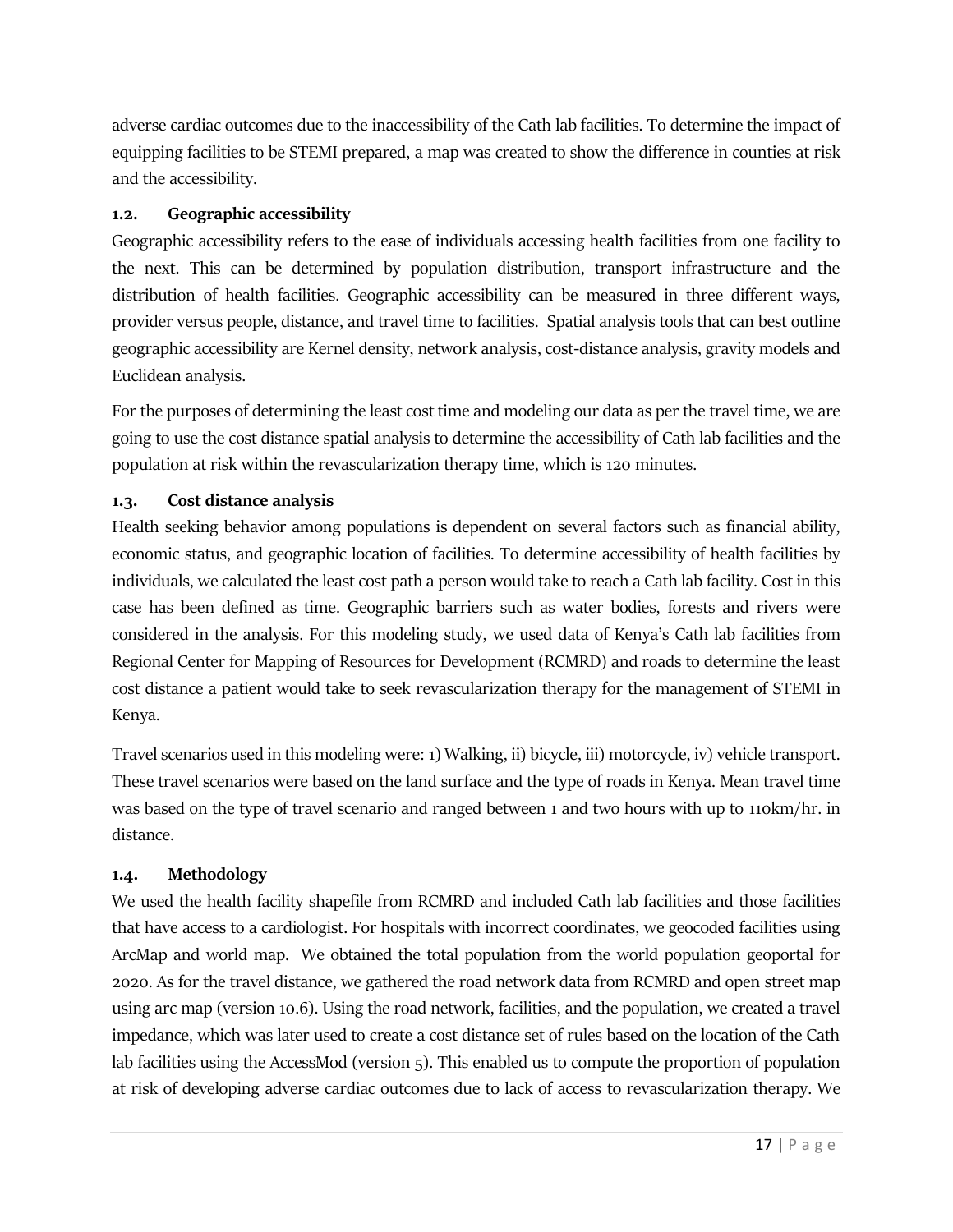adverse cardiac outcomes due to the inaccessibility of the Cath lab facilities. To determine the impact of equipping facilities to be STEMI prepared, a map was created to show the difference in counties at risk and the accessibility.

### 1.2. Geographic accessibility

Geographic accessibility refers to the ease of individuals accessing health facilities from one facility to the next. This can be determined by population distribution, transport infrastructure and the distribution of health facilities. Geographic accessibility can be measured in three different ways, provider versus people, distance, and travel time to facilities. Spatial analysis tools that can best outline geographic accessibility are Kernel density, network analysis, cost-distance analysis, gravity models and Euclidean analysis.

For the purposes of determining the least cost time and modeling our data as per the travel time, we are going to use the cost distance spatial analysis to determine the accessibility of Cath lab facilities and the population at risk within the revascularization therapy time, which is 120 minutes.

### 1.3. Cost distance analysis

Health seeking behavior among populations is dependent on several factors such as financial ability, economic status, and geographic location of facilities. To determine accessibility of health facilities by individuals, we calculated the least cost path a person would take to reach a Cath lab facility. Cost in this case has been defined as time. Geographic barriers such as water bodies, forests and rivers were considered in the analysis. For this modeling study, we used data of Kenya's Cath lab facilities from Regional Center for Mapping of Resources for Development (RCMRD) and roads to determine the least cost distance a patient would take to seek revascularization therapy for the management of STEMI in Kenya.

Travel scenarios used in this modeling were: 1) Walking, ii) bicycle, iii) motorcycle, iv) vehicle transport. These travel scenarios were based on the land surface and the type of roads in Kenya. Mean travel time was based on the type of travel scenario and ranged between 1 and two hours with up to 110km/hr. in distance.

### 1.4. Methodology

We used the health facility shapefile from RCMRD and included Cath lab facilities and those facilities that have access to a cardiologist. For hospitals with incorrect coordinates, we geocoded facilities using ArcMap and world map. We obtained the total population from the world population geoportal for 2020. As for the travel distance, we gathered the road network data from RCMRD and open street map using arc map (version 10.6). Using the road network, facilities, and the population, we created a travel impedance, which was later used to create a cost distance set of rules based on the location of the Cath lab facilities using the AccessMod (version 5). This enabled us to compute the proportion of population at risk of developing adverse cardiac outcomes due to lack of access to revascularization therapy. We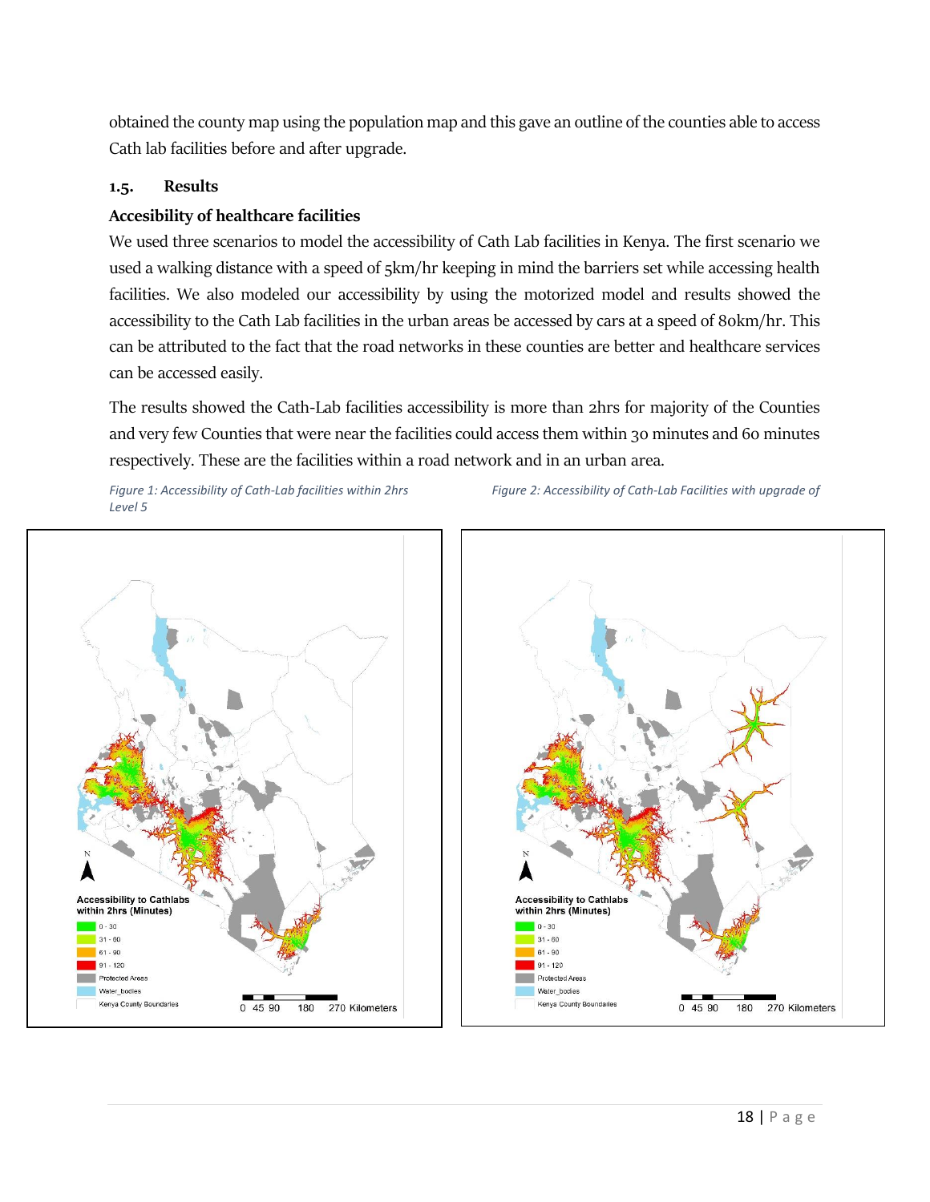obtained the county map using the population map and this gave an outline of the counties able to access Cath lab facilities before and after upgrade.

### 1.5. Results

**Accesibility of healthcare facilities**

We used three scenarios to model the accessibility of Cath Lab facilities in Kenya. The first scenario we used a walking distance with a speed of 5km/hr keeping in mind the barriers set while accessing health facilities. We also modeled our accessibility by using the motorized model and results showed the accessibility to the Cath Lab facilities in the urban areas be accessed by cars at a speed of 80km/hr. This can be attributed to the fact that the road networks in these counties are better and healthcare services can be accessed easily.

The results showed the Cath-Lab facilities accessibility is more than 2hrs for majority of the Counties and very few Counties that were near the facilities could access them within 30 minutes and 60 minutes respectively. These are the facilities within a road network and in an urban area.

*Figure 1: Accessibility of Cath-Lab facilities within 2hrs*

*Figure 2: Accessibility of Cath-Lab Facilities with upgrade of Level 5*

Accessibility to Cathlabs within 2hrs (Minutes)
- 0 - 30
- 31 - 60
- 61 - 90
- 91 - 120
- Protected Areas
- Water_bodies
- Kenya County Boundaries

0 45 90 180 270 Kilometers

Accessibility to Cathlabs within 2hrs (Minutes)
- 0 - 30
- 31 - 60
- 61 - 90
- 91 - 120
- Protected Areas
- Water_bodies
- Kenya County Boundaries

0 45 90 180 270 Kilometers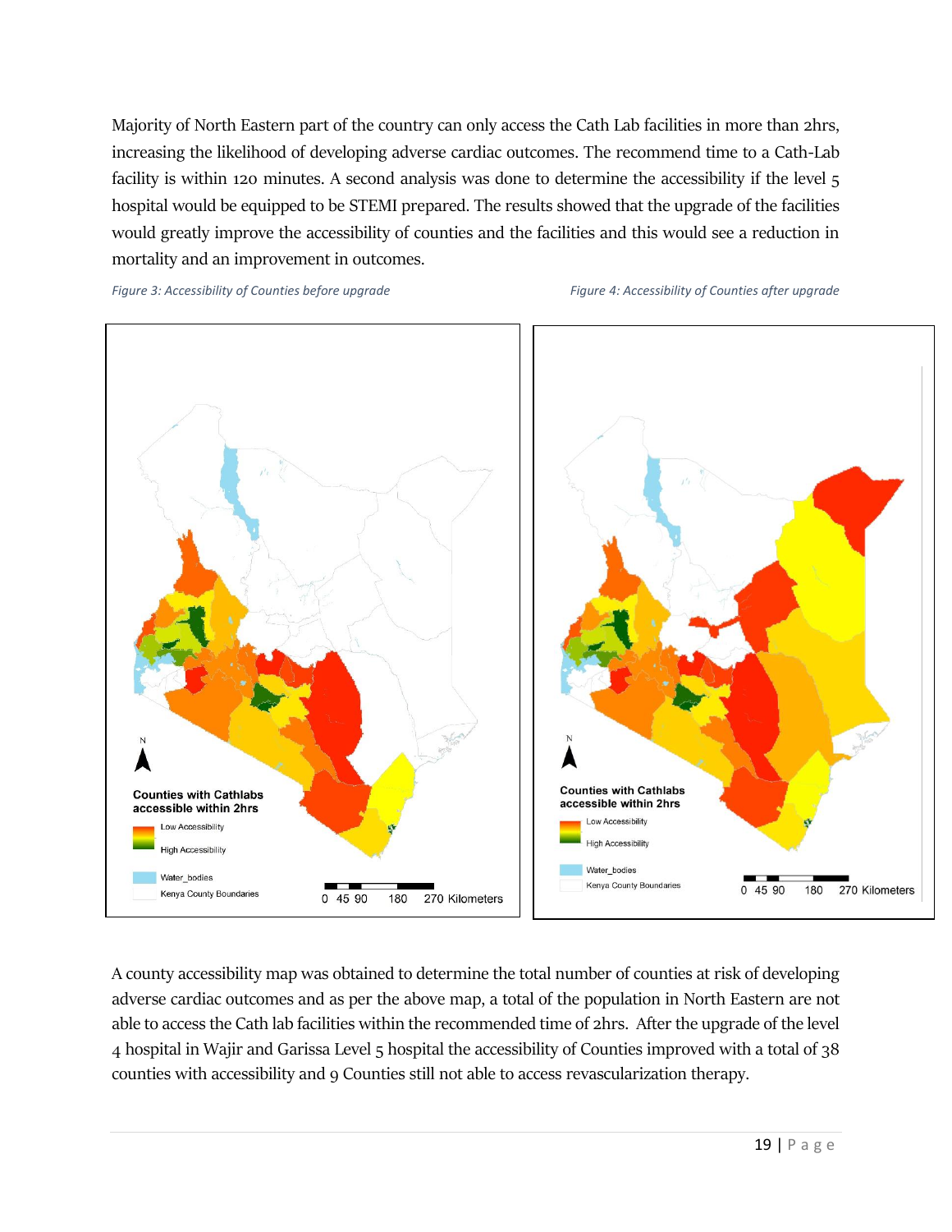Majority of North Eastern part of the country can only access the Cath Lab facilities in more than 2hrs, increasing the likelihood of developing adverse cardiac outcomes. The recommend time to a Cath-Lab facility is within 120 minutes. A second analysis was done to determine the accessibility if the level 5 hospital would be equipped to be STEMI prepared. The results showed that the upgrade of the facilities would greatly improve the accessibility of counties and the facilities and this would see a reduction in mortality and an improvement in outcomes.

*Figure 3: Accessibility of Counties before upgrade*

*Figure 4: Accessibility of Counties after upgrade*

A county accessibility map was obtained to determine the total number of counties at risk of developing adverse cardiac outcomes and as per the above map, a total of the population in North Eastern are not able to access the Cath lab facilities within the recommended time of 2hrs. After the upgrade of the level 4 hospital in Wajir and Garissa Level 5 hospital the accessibility of Counties improved with a total of 38 counties with accessibility and 9 Counties still not able to access revascularization therapy.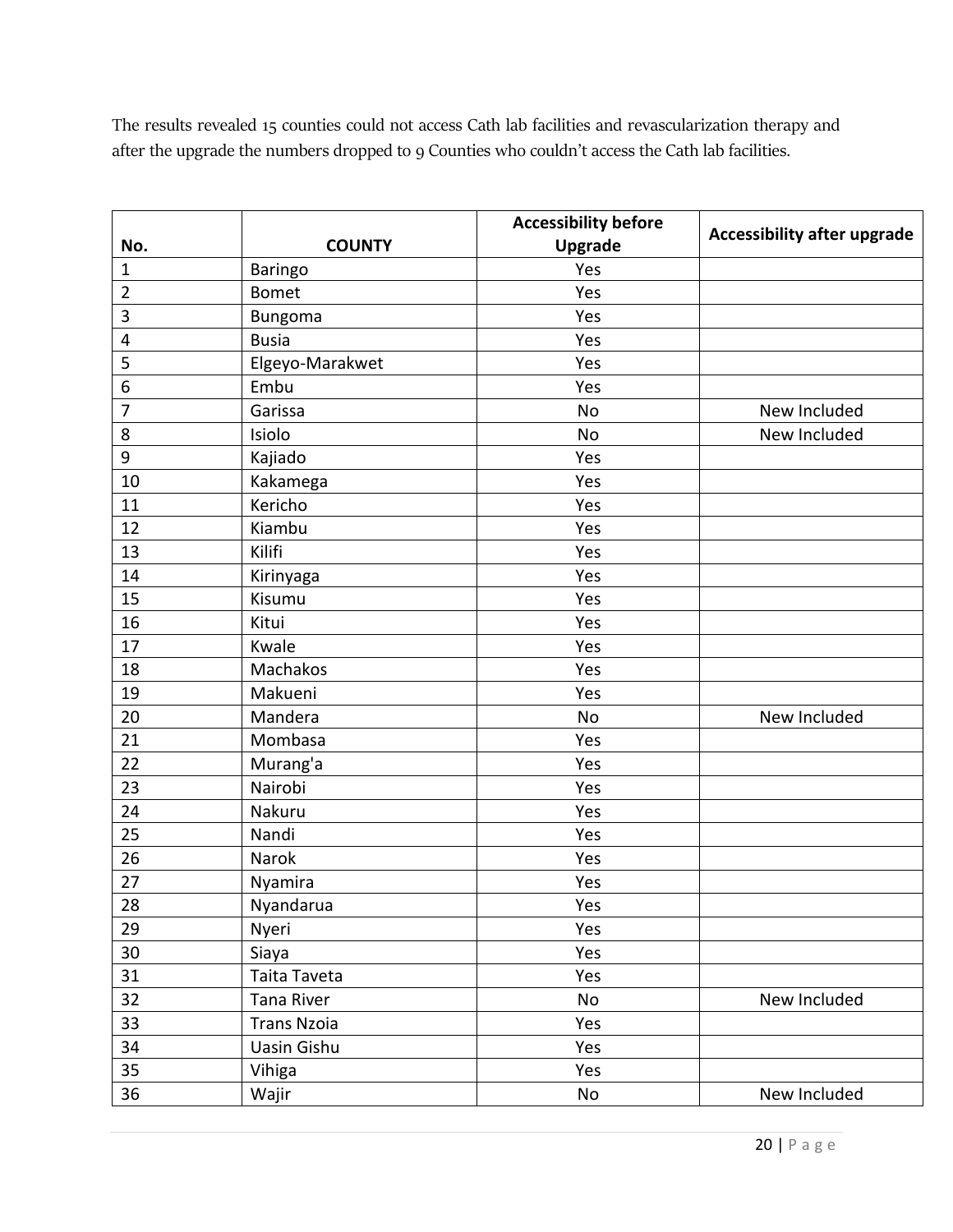The results revealed 15 counties could not access Cath lab facilities and revascularization therapy and after the upgrade the numbers dropped to 9 Counties who couldn't access the Cath lab facilities.

| No. | COUNTY | Accessibility before Upgrade | Accessibility after upgrade |
|---|---|---|---|
| 1 | Baringo | Yes | |
| 2 | Bomet | Yes | |
| 3 | Bungoma | Yes | |
| 4 | Busia | Yes | |
| 5 | Elgeyo-Marakwet | Yes | |
| 6 | Embu | Yes | |
| 7 | Garissa | No | New Included |
| 8 | Isiolo | No | New Included |
| 9 | Kajiado | Yes | |
| 10 | Kakamega | Yes | |
| 11 | Kericho | Yes | |
| 12 | Kiambu | Yes | |
| 13 | Kilifi | Yes | |
| 14 | Kirinyaga | Yes | |
| 15 | Kisumu | Yes | |
| 16 | Kitui | Yes | |
| 17 | Kwale | Yes | |
| 18 | Machakos | Yes | |
| 19 | Makueni | Yes | |
| 20 | Mandera | No | New Included |
| 21 | Mombasa | Yes | |
| 22 | Murang'a | Yes | |
| 23 | Nairobi | Yes | |
| 24 | Nakuru | Yes | |
| 25 | Nandi | Yes | |
| 26 | Narok | Yes | |
| 27 | Nyamira | Yes | |
| 28 | Nyandarua | Yes | |
| 29 | Nyeri | Yes | |
| 30 | Siaya | Yes | |
| 31 | Taita Taveta | Yes | |
| 32 | Tana River | No | New Included |
| 33 | Trans Nzoia | Yes | |
| 34 | Uasin Gishu | Yes | |
| 35 | Vihiga | Yes | |
| 36 | Wajir | No | New Included |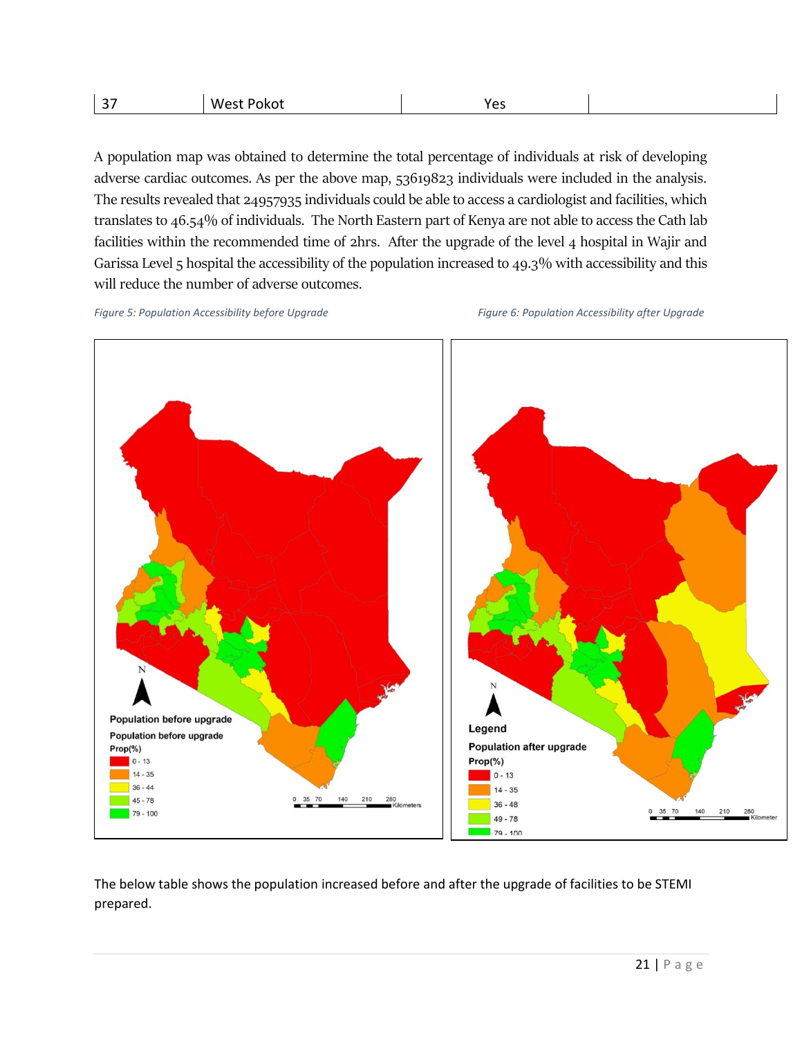| 37 | West Pokot | Yes | |
|---|---|---|---|

A population map was obtained to determine the total percentage of individuals at risk of developing adverse cardiac outcomes. As per the above map, 53619823 individuals were included in the analysis. The results revealed that 24957935 individuals could be able to access a cardiologist and facilities, which translates to 46.54% of individuals. The North Eastern part of Kenya are not able to access the Cath lab facilities within the recommended time of 2hrs. After the upgrade of the level 4 hospital in Wajir and Garissa Level 5 hospital the accessibility of the population increased to 49.3% with accessibility and this will reduce the number of adverse outcomes.

*Figure 5: Population Accessibility before Upgrade*

*Figure 6: Population Accessibility after Upgrade*

The below table shows the population increased before and after the upgrade of facilities to be STEMI prepared.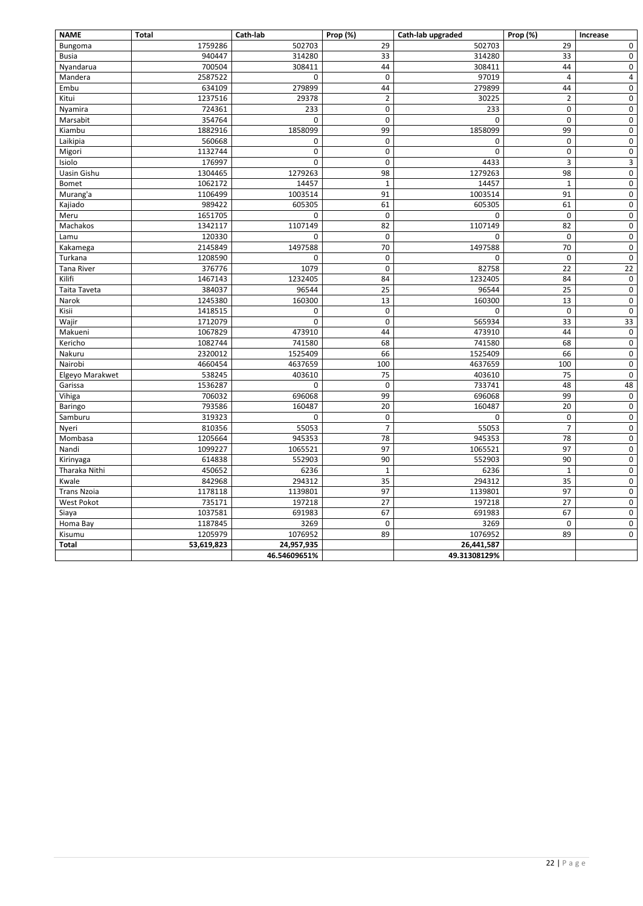| NAME | Total | Cath-lab | Prop (%) | Cath-lab upgraded | Prop (%) | Increase |
|---|---|---|---|---|---|---|
| Bungoma | 1759286 | 502703 | 29 | 502703 | 29 | 0 |
| Busia | 940447 | 314280 | 33 | 314280 | 33 | 0 |
| Nyandarua | 700504 | 308411 | 44 | 308411 | 44 | 0 |
| Mandera | 2587522 | 0 | 0 | 97019 | 4 | 4 |
| Embu | 634109 | 279899 | 44 | 279899 | 44 | 0 |
| Kitui | 1237516 | 29378 | 2 | 30225 | 2 | 0 |
| Nyamira | 724361 | 233 | 0 | 233 | 0 | 0 |
| Marsabit | 354764 | 0 | 0 | 0 | 0 | 0 |
| Kiambu | 1882916 | 1858099 | 99 | 1858099 | 99 | 0 |
| Laikipia | 560668 | 0 | 0 | 0 | 0 | 0 |
| Migori | 1132744 | 0 | 0 | 0 | 0 | 0 |
| Isiolo | 176997 | 0 | 0 | 4433 | 3 | 3 |
| Uasin Gishu | 1304465 | 1279263 | 98 | 1279263 | 98 | 0 |
| Bomet | 1062172 | 14457 | 1 | 14457 | 1 | 0 |
| Murang'a | 1106499 | 1003514 | 91 | 1003514 | 91 | 0 |
| Kajiado | 989422 | 605305 | 61 | 605305 | 61 | 0 |
| Meru | 1651705 | 0 | 0 | 0 | 0 | 0 |
| Machakos | 1342117 | 1107149 | 82 | 1107149 | 82 | 0 |
| Lamu | 120330 | 0 | 0 | 0 | 0 | 0 |
| Kakamega | 2145849 | 1497588 | 70 | 1497588 | 70 | 0 |
| Turkana | 1208590 | 0 | 0 | 0 | 0 | 0 |
| Tana River | 376776 | 1079 | 0 | 82758 | 22 | 22 |
| Kilifi | 1467143 | 1232405 | 84 | 1232405 | 84 | 0 |
| Taita Taveta | 384037 | 96544 | 25 | 96544 | 25 | 0 |
| Narok | 1245380 | 160300 | 13 | 160300 | 13 | 0 |
| Kisii | 1418515 | 0 | 0 | 0 | 0 | 0 |
| Wajir | 1712079 | 0 | 0 | 565934 | 33 | 33 |
| Makueni | 1067829 | 473910 | 44 | 473910 | 44 | 0 |
| Kericho | 1082744 | 741580 | 68 | 741580 | 68 | 0 |
| Nakuru | 2320012 | 1525409 | 66 | 1525409 | 66 | 0 |
| Nairobi | 4660454 | 4637659 | 100 | 4637659 | 100 | 0 |
| Elgeyo Marakwet | 538245 | 403610 | 75 | 403610 | 75 | 0 |
| Garissa | 1536287 | 0 | 0 | 733741 | 48 | 48 |
| Vihiga | 706032 | 696068 | 99 | 696068 | 99 | 0 |
| Baringo | 793586 | 160487 | 20 | 160487 | 20 | 0 |
| Samburu | 319323 | 0 | 0 | 0 | 0 | 0 |
| Nyeri | 810356 | 55053 | 7 | 55053 | 7 | 0 |
| Mombasa | 1205664 | 945353 | 78 | 945353 | 78 | 0 |
| Nandi | 1099227 | 1065521 | 97 | 1065521 | 97 | 0 |
| Kirinyaga | 614838 | 552903 | 90 | 552903 | 90 | 0 |
| Tharaka Nithi | 450652 | 6236 | 1 | 6236 | 1 | 0 |
| Kwale | 842968 | 294312 | 35 | 294312 | 35 | 0 |
| Trans Nzoia | 1178118 | 1139801 | 97 | 1139801 | 97 | 0 |
| West Pokot | 735171 | 197218 | 27 | 197218 | 27 | 0 |
| Siaya | 1037581 | 691983 | 67 | 691983 | 67 | 0 |
| Homa Bay | 1187845 | 3269 | 0 | 3269 | 0 | 0 |
| Kisumu | 1205979 | 1076952 | 89 | 1076952 | 89 | 0 |
| **Total** | **53,619,823** | **24,957,935** | | **26,441,587** | | |
| | | **46.54609651%** | | **49.31308129%** | | |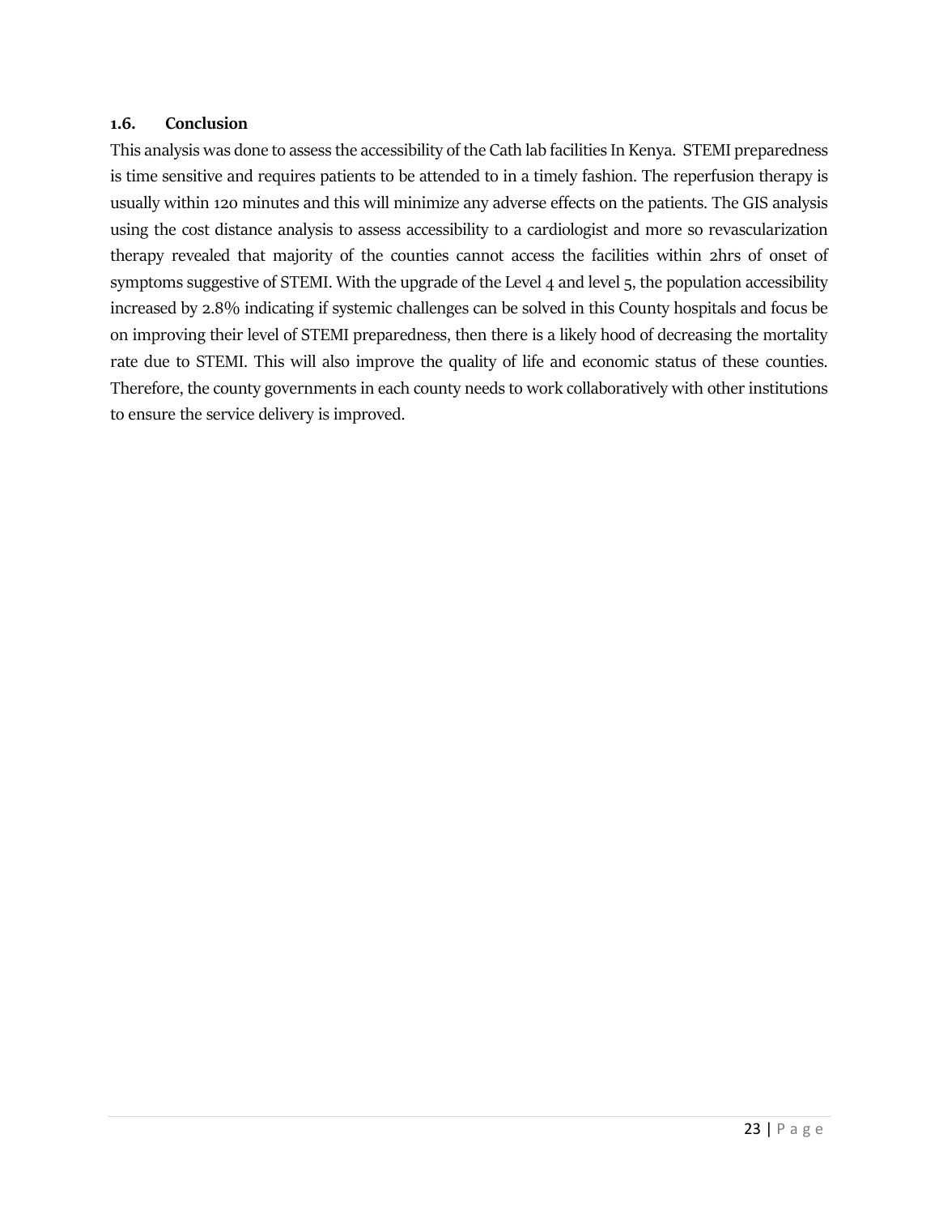### 1.6. Conclusion

This analysis was done to assess the accessibility of the Cath lab facilities In Kenya. STEMI preparedness is time sensitive and requires patients to be attended to in a timely fashion. The reperfusion therapy is usually within 120 minutes and this will minimize any adverse effects on the patients. The GIS analysis using the cost distance analysis to assess accessibility to a cardiologist and more so revascularization therapy revealed that majority of the counties cannot access the facilities within 2hrs of onset of symptoms suggestive of STEMI. With the upgrade of the Level 4 and level 5, the population accessibility increased by 2.8% indicating if systemic challenges can be solved in this County hospitals and focus be on improving their level of STEMI preparedness, then there is a likely hood of decreasing the mortality rate due to STEMI. This will also improve the quality of life and economic status of these counties. Therefore, the county governments in each county needs to work collaboratively with other institutions to ensure the service delivery is improved.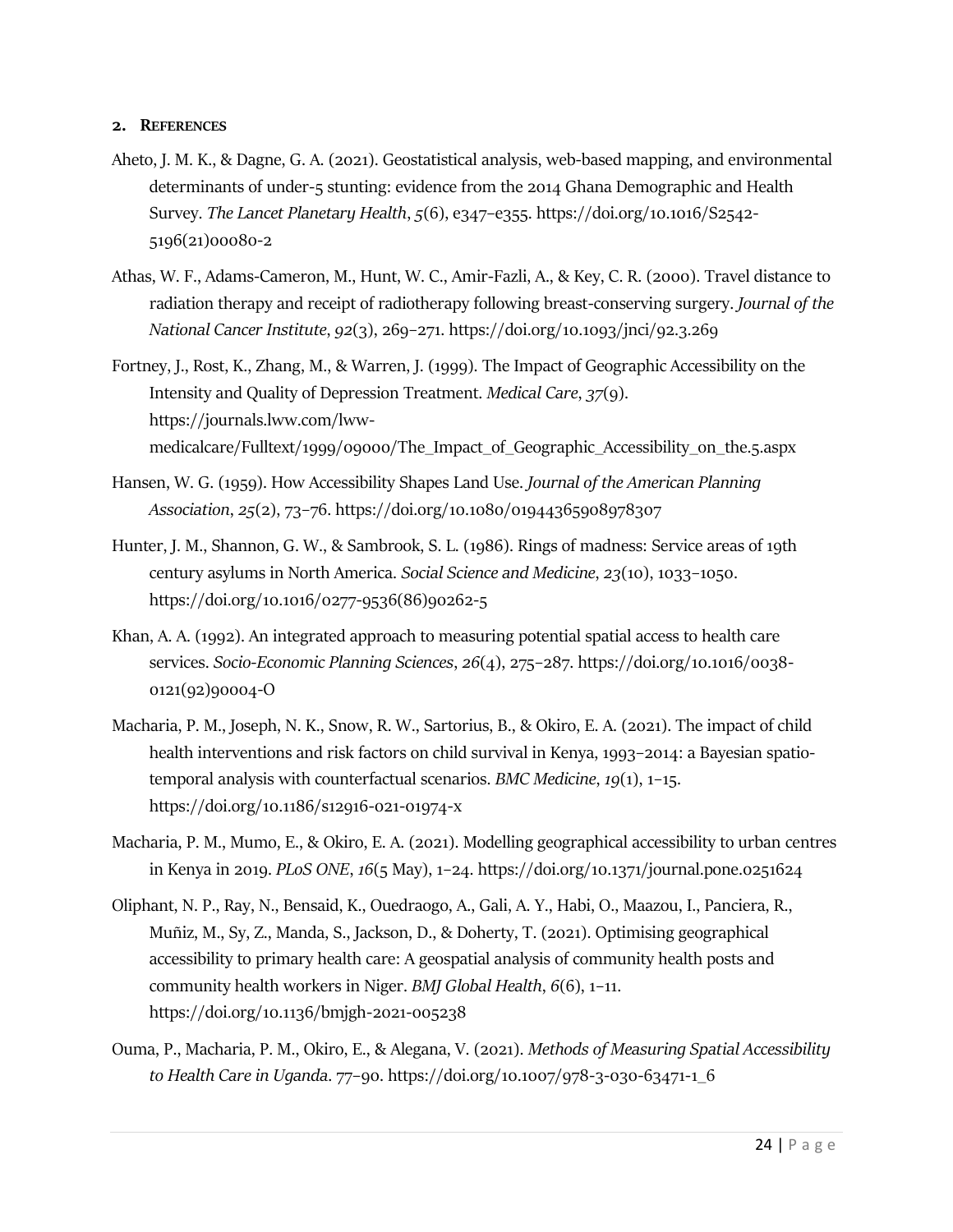## 2. REFERENCES

Aheto, J. M. K., & Dagne, G. A. (2021). Geostatistical analysis, web-based mapping, and environmental determinants of under-5 stunting: evidence from the 2014 Ghana Demographic and Health Survey. *The Lancet Planetary Health*, *5*(6), e347–e355. https://doi.org/10.1016/S2542-5196(21)00080-2

Athas, W. F., Adams-Cameron, M., Hunt, W. C., Amir-Fazli, A., & Key, C. R. (2000). Travel distance to radiation therapy and receipt of radiotherapy following breast-conserving surgery. *Journal of the National Cancer Institute*, *92*(3), 269–271. https://doi.org/10.1093/jnci/92.3.269

Fortney, J., Rost, K., Zhang, M., & Warren, J. (1999). The Impact of Geographic Accessibility on the Intensity and Quality of Depression Treatment. *Medical Care*, *37*(9). https://journals.lww.com/lww-medicalcare/Fulltext/1999/09000/The_Impact_of_Geographic_Accessibility_on_the.5.aspx

Hansen, W. G. (1959). How Accessibility Shapes Land Use. *Journal of the American Planning Association*, *25*(2), 73–76. https://doi.org/10.1080/01944365908978307

Hunter, J. M., Shannon, G. W., & Sambrook, S. L. (1986). Rings of madness: Service areas of 19th century asylums in North America. *Social Science and Medicine*, *23*(10), 1033–1050. https://doi.org/10.1016/0277-9536(86)90262-5

Khan, A. A. (1992). An integrated approach to measuring potential spatial access to health care services. *Socio-Economic Planning Sciences*, *26*(4), 275–287. https://doi.org/10.1016/0038-0121(92)90004-O

Macharia, P. M., Joseph, N. K., Snow, R. W., Sartorius, B., & Okiro, E. A. (2021). The impact of child health interventions and risk factors on child survival in Kenya, 1993–2014: a Bayesian spatio-temporal analysis with counterfactual scenarios. *BMC Medicine*, *19*(1), 1–15. https://doi.org/10.1186/s12916-021-01974-x

Macharia, P. M., Mumo, E., & Okiro, E. A. (2021). Modelling geographical accessibility to urban centres in Kenya in 2019. *PLoS ONE*, *16*(5 May), 1–24. https://doi.org/10.1371/journal.pone.0251624

Oliphant, N. P., Ray, N., Bensaid, K., Ouedraogo, A., Gali, A. Y., Habi, O., Maazou, I., Panciera, R., Muñiz, M., Sy, Z., Manda, S., Jackson, D., & Doherty, T. (2021). Optimising geographical accessibility to primary health care: A geospatial analysis of community health posts and community health workers in Niger. *BMJ Global Health*, *6*(6), 1–11. https://doi.org/10.1136/bmjgh-2021-005238

Ouma, P., Macharia, P. M., Okiro, E., & Alegana, V. (2021). *Methods of Measuring Spatial Accessibility to Health Care in Uganda*. 77–90. https://doi.org/10.1007/978-3-030-63471-1_6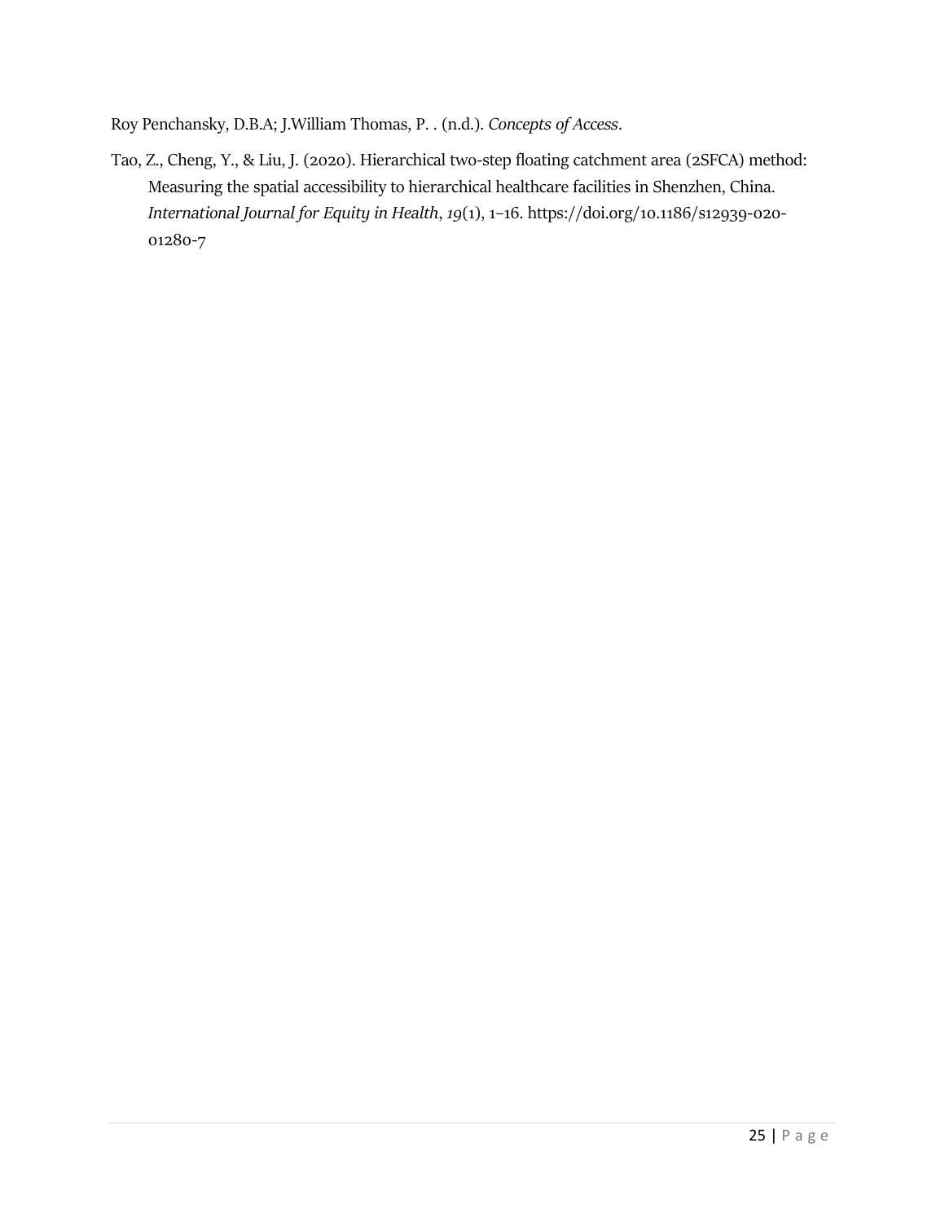Roy Penchansky, D.B.A; J.William Thomas, P. . (n.d.). *Concepts of Access*.

Tao, Z., Cheng, Y., & Liu, J. (2020). Hierarchical two-step floating catchment area (2SFCA) method: Measuring the spatial accessibility to hierarchical healthcare facilities in Shenzhen, China. *International Journal for Equity in Health*, *19*(1), 1–16. https://doi.org/10.1186/s12939-020-01280-7